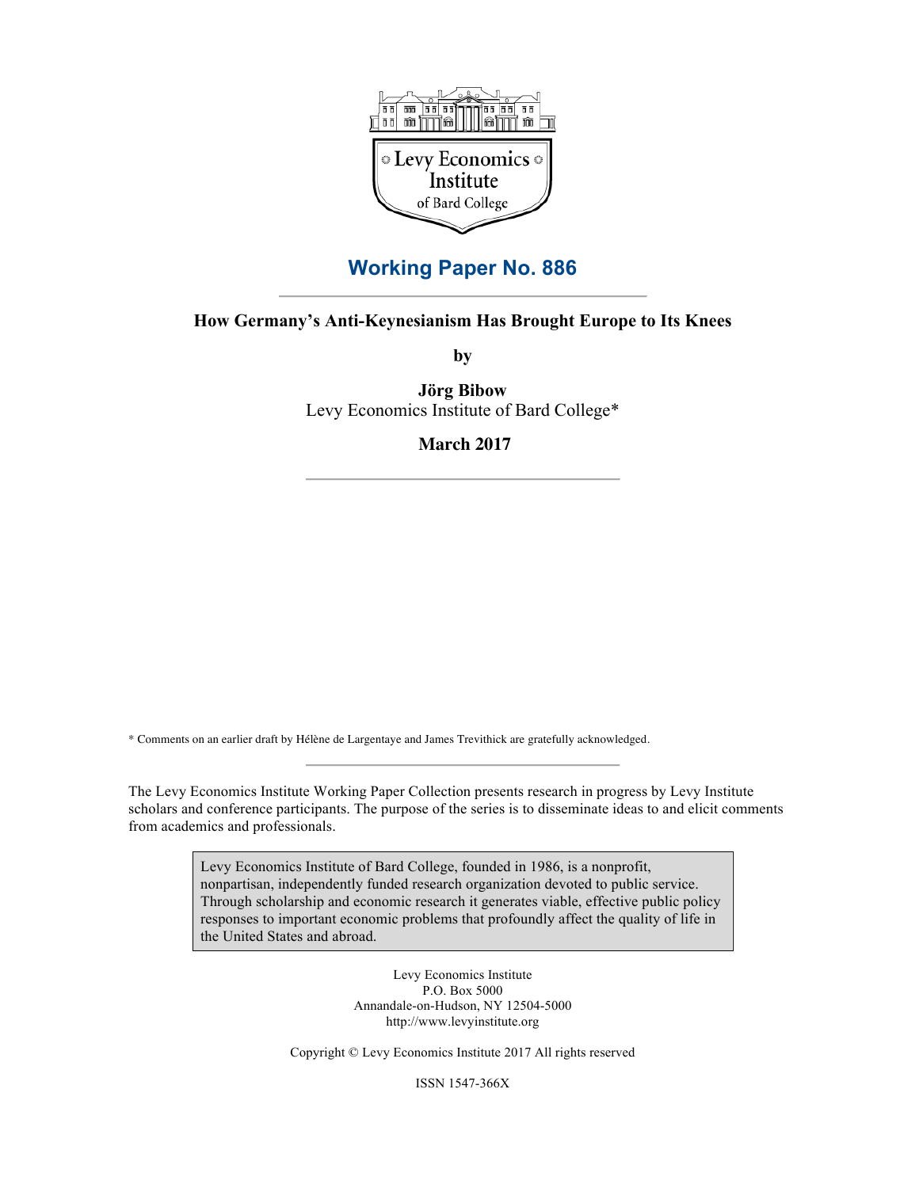Levy Economics Institute of Bard College

## Working Paper No. 886

# How Germany's Anti-Keynesianism Has Brought Europe to Its Knees

by

**Jörg Bibow**
Levy Economics Institute of Bard College*

**March 2017**

\* Comments on an earlier draft by Hélène de Largentaye and James Trevithick are gratefully acknowledged.

The Levy Economics Institute Working Paper Collection presents research in progress by Levy Institute scholars and conference participants. The purpose of the series is to disseminate ideas to and elicit comments from academics and professionals.

Levy Economics Institute of Bard College, founded in 1986, is a nonprofit, nonpartisan, independently funded research organization devoted to public service. Through scholarship and economic research it generates viable, effective public policy responses to important economic problems that profoundly affect the quality of life in the United States and abroad.

Levy Economics Institute
P.O. Box 5000
Annandale-on-Hudson, NY 12504-5000
http://www.levyinstitute.org

Copyright © Levy Economics Institute 2017 All rights reserved

ISSN 1547-366X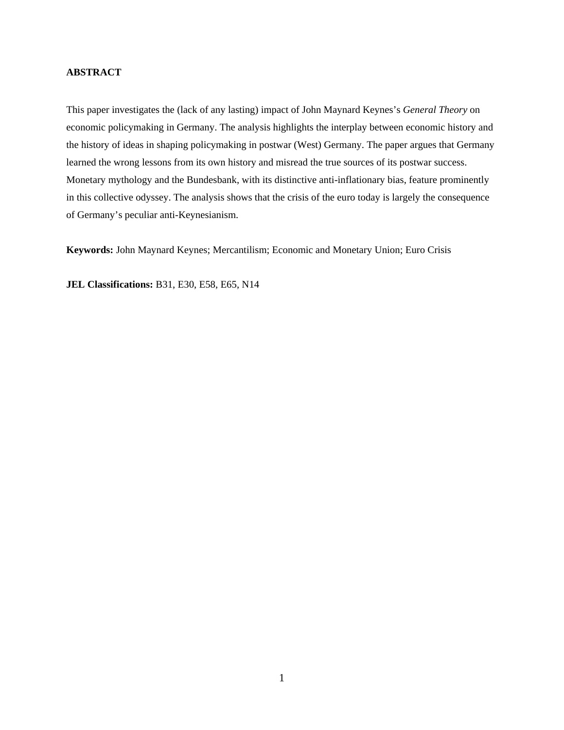**ABSTRACT**

This paper investigates the (lack of any lasting) impact of John Maynard Keynes's *General Theory* on economic policymaking in Germany. The analysis highlights the interplay between economic history and the history of ideas in shaping policymaking in postwar (West) Germany. The paper argues that Germany learned the wrong lessons from its own history and misread the true sources of its postwar success. Monetary mythology and the Bundesbank, with its distinctive anti-inflationary bias, feature prominently in this collective odyssey. The analysis shows that the crisis of the euro today is largely the consequence of Germany's peculiar anti-Keynesianism.

**Keywords:** John Maynard Keynes; Mercantilism; Economic and Monetary Union; Euro Crisis

**JEL Classifications:** B31, E30, E58, E65, N14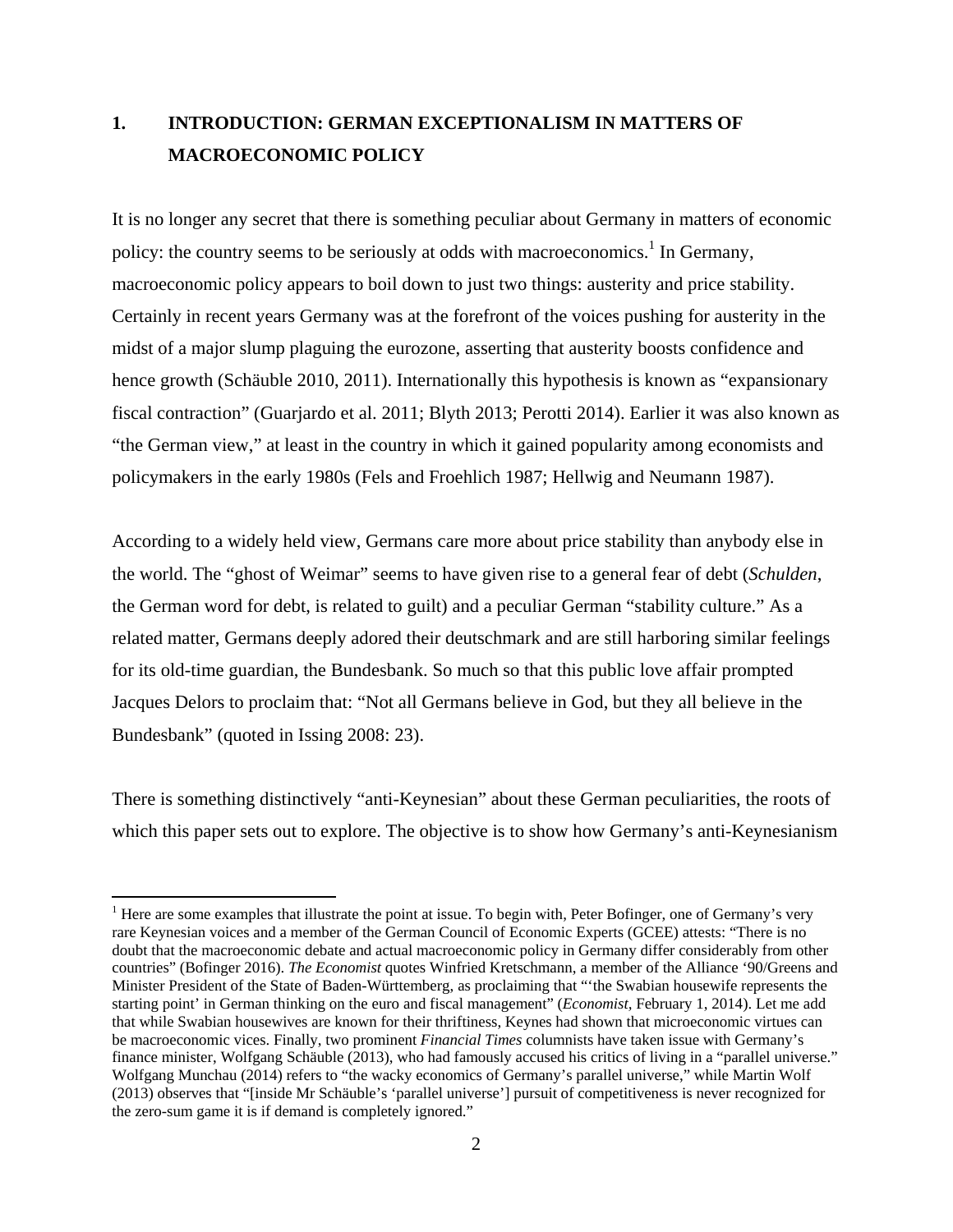# 1. INTRODUCTION: GERMAN EXCEPTIONALISM IN MATTERS OF MACROECONOMIC POLICY

It is no longer any secret that there is something peculiar about Germany in matters of economic policy: the country seems to be seriously at odds with macroeconomics.[1] In Germany, macroeconomic policy appears to boil down to just two things: austerity and price stability. Certainly in recent years Germany was at the forefront of the voices pushing for austerity in the midst of a major slump plaguing the eurozone, asserting that austerity boosts confidence and hence growth (Schäuble 2010, 2011). Internationally this hypothesis is known as "expansionary fiscal contraction" (Guarjardo et al. 2011; Blyth 2013; Perotti 2014). Earlier it was also known as "the German view," at least in the country in which it gained popularity among economists and policymakers in the early 1980s (Fels and Froehlich 1987; Hellwig and Neumann 1987).

According to a widely held view, Germans care more about price stability than anybody else in the world. The "ghost of Weimar" seems to have given rise to a general fear of debt (*Schulden*, the German word for debt, is related to guilt) and a peculiar German "stability culture." As a related matter, Germans deeply adored their deutschmark and are still harboring similar feelings for its old-time guardian, the Bundesbank. So much so that this public love affair prompted Jacques Delors to proclaim that: "Not all Germans believe in God, but they all believe in the Bundesbank" (quoted in Issing 2008: 23).

There is something distinctively "anti-Keynesian" about these German peculiarities, the roots of which this paper sets out to explore. The objective is to show how Germany's anti-Keynesianism

---

[1] Here are some examples that illustrate the point at issue. To begin with, Peter Bofinger, one of Germany's very rare Keynesian voices and a member of the German Council of Economic Experts (GCEE) attests: "There is no doubt that the macroeconomic debate and actual macroeconomic policy in Germany differ considerably from other countries" (Bofinger 2016). *The Economist* quotes Winfried Kretschmann, a member of the Alliance '90/Greens and Minister President of the State of Baden-Württemberg, as proclaiming that "'the Swabian housewife represents the starting point' in German thinking on the euro and fiscal management" (*Economist*, February 1, 2014). Let me add that while Swabian housewives are known for their thriftiness, Keynes had shown that microeconomic virtues can be macroeconomic vices. Finally, two prominent *Financial Times* columnists have taken issue with Germany's finance minister, Wolfgang Schäuble (2013), who had famously accused his critics of living in a "parallel universe." Wolfgang Munchau (2014) refers to "the wacky economics of Germany's parallel universe," while Martin Wolf (2013) observes that "[inside Mr Schäuble's 'parallel universe'] pursuit of competitiveness is never recognized for the zero-sum game it is if demand is completely ignored."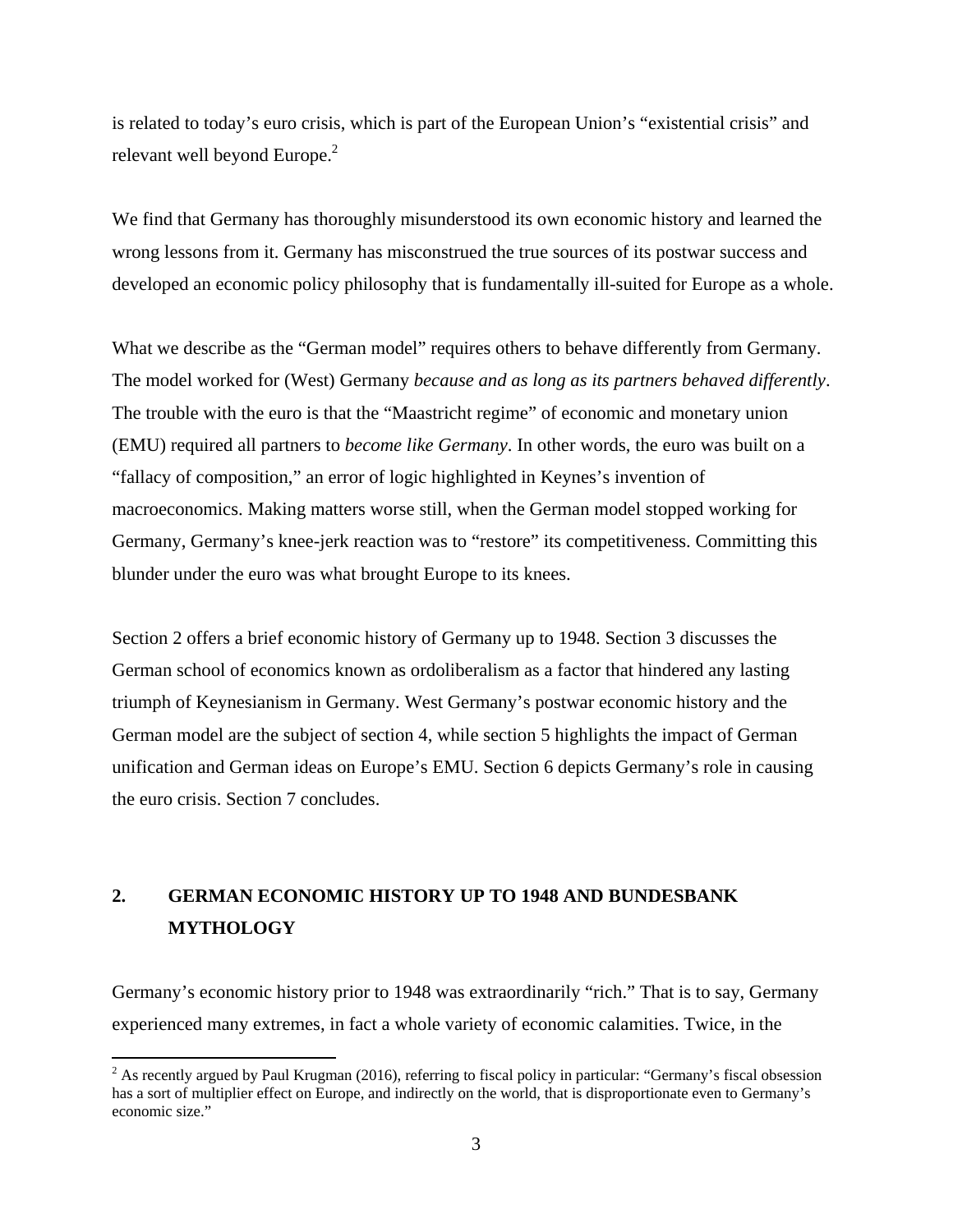is related to today's euro crisis, which is part of the European Union's "existential crisis" and relevant well beyond Europe.[2]

We find that Germany has thoroughly misunderstood its own economic history and learned the wrong lessons from it. Germany has misconstrued the true sources of its postwar success and developed an economic policy philosophy that is fundamentally ill-suited for Europe as a whole.

What we describe as the "German model" requires others to behave differently from Germany. The model worked for (West) Germany *because and as long as its partners behaved differently*. The trouble with the euro is that the "Maastricht regime" of economic and monetary union (EMU) required all partners to *become like Germany*. In other words, the euro was built on a "fallacy of composition," an error of logic highlighted in Keynes's invention of macroeconomics. Making matters worse still, when the German model stopped working for Germany, Germany's knee-jerk reaction was to "restore" its competitiveness. Committing this blunder under the euro was what brought Europe to its knees.

Section 2 offers a brief economic history of Germany up to 1948. Section 3 discusses the German school of economics known as ordoliberalism as a factor that hindered any lasting triumph of Keynesianism in Germany. West Germany's postwar economic history and the German model are the subject of section 4, while section 5 highlights the impact of German unification and German ideas on Europe's EMU. Section 6 depicts Germany's role in causing the euro crisis. Section 7 concludes.

## 2. GERMAN ECONOMIC HISTORY UP TO 1948 AND BUNDESBANK MYTHOLOGY

Germany's economic history prior to 1948 was extraordinarily "rich." That is to say, Germany experienced many extremes, in fact a whole variety of economic calamities. Twice, in the

[2] As recently argued by Paul Krugman (2016), referring to fiscal policy in particular: "Germany's fiscal obsession has a sort of multiplier effect on Europe, and indirectly on the world, that is disproportionate even to Germany's economic size."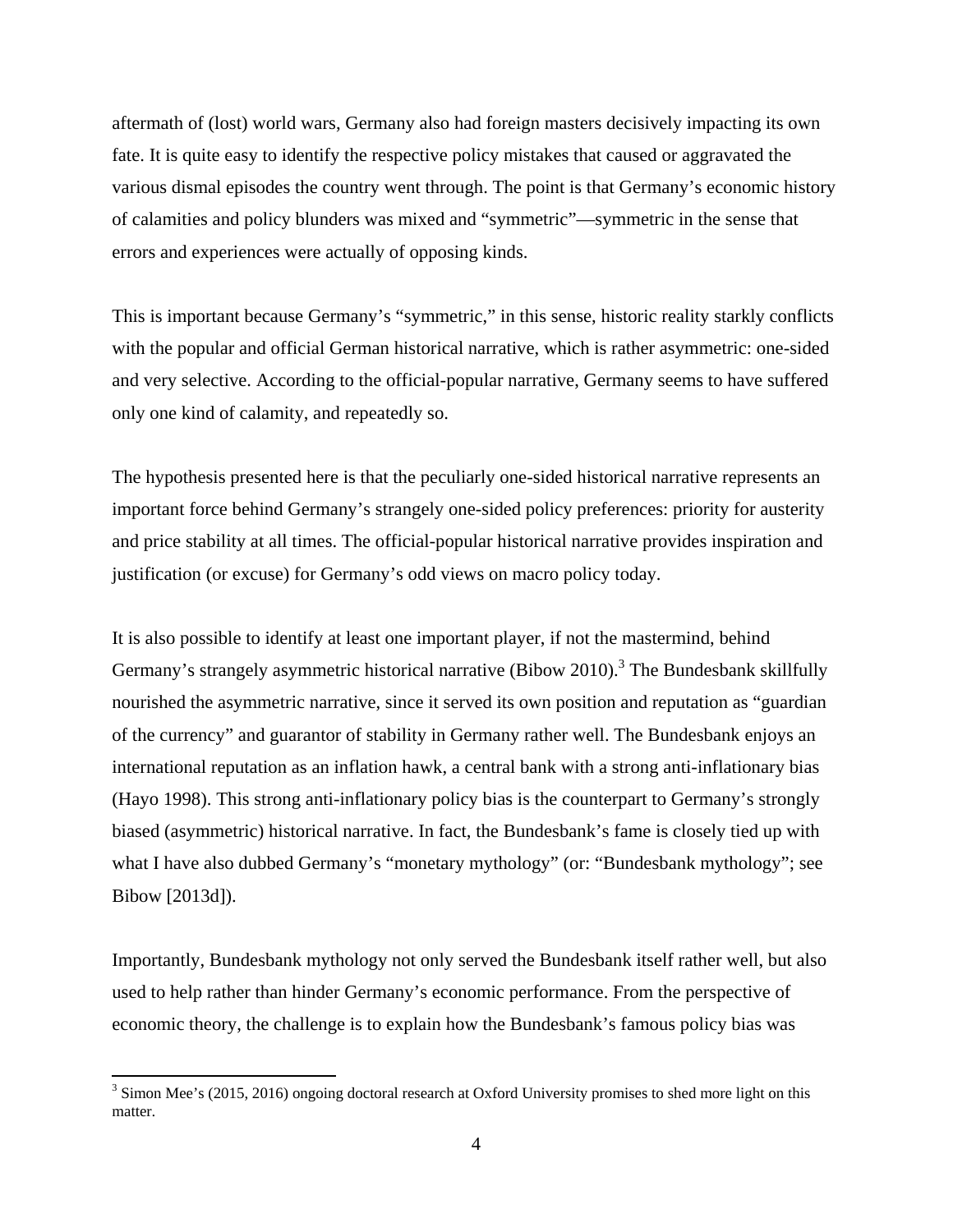aftermath of (lost) world wars, Germany also had foreign masters decisively impacting its own fate. It is quite easy to identify the respective policy mistakes that caused or aggravated the various dismal episodes the country went through. The point is that Germany's economic history of calamities and policy blunders was mixed and "symmetric"—symmetric in the sense that errors and experiences were actually of opposing kinds.

This is important because Germany's "symmetric," in this sense, historic reality starkly conflicts with the popular and official German historical narrative, which is rather asymmetric: one-sided and very selective. According to the official-popular narrative, Germany seems to have suffered only one kind of calamity, and repeatedly so.

The hypothesis presented here is that the peculiarly one-sided historical narrative represents an important force behind Germany's strangely one-sided policy preferences: priority for austerity and price stability at all times. The official-popular historical narrative provides inspiration and justification (or excuse) for Germany's odd views on macro policy today.

It is also possible to identify at least one important player, if not the mastermind, behind Germany's strangely asymmetric historical narrative (Bibow 2010).[3] The Bundesbank skillfully nourished the asymmetric narrative, since it served its own position and reputation as "guardian of the currency" and guarantor of stability in Germany rather well. The Bundesbank enjoys an international reputation as an inflation hawk, a central bank with a strong anti-inflationary bias (Hayo 1998). This strong anti-inflationary policy bias is the counterpart to Germany's strongly biased (asymmetric) historical narrative. In fact, the Bundesbank's fame is closely tied up with what I have also dubbed Germany's "monetary mythology" (or: "Bundesbank mythology"; see Bibow [2013d]).

Importantly, Bundesbank mythology not only served the Bundesbank itself rather well, but also used to help rather than hinder Germany's economic performance. From the perspective of economic theory, the challenge is to explain how the Bundesbank's famous policy bias was

[3] Simon Mee's (2015, 2016) ongoing doctoral research at Oxford University promises to shed more light on this matter.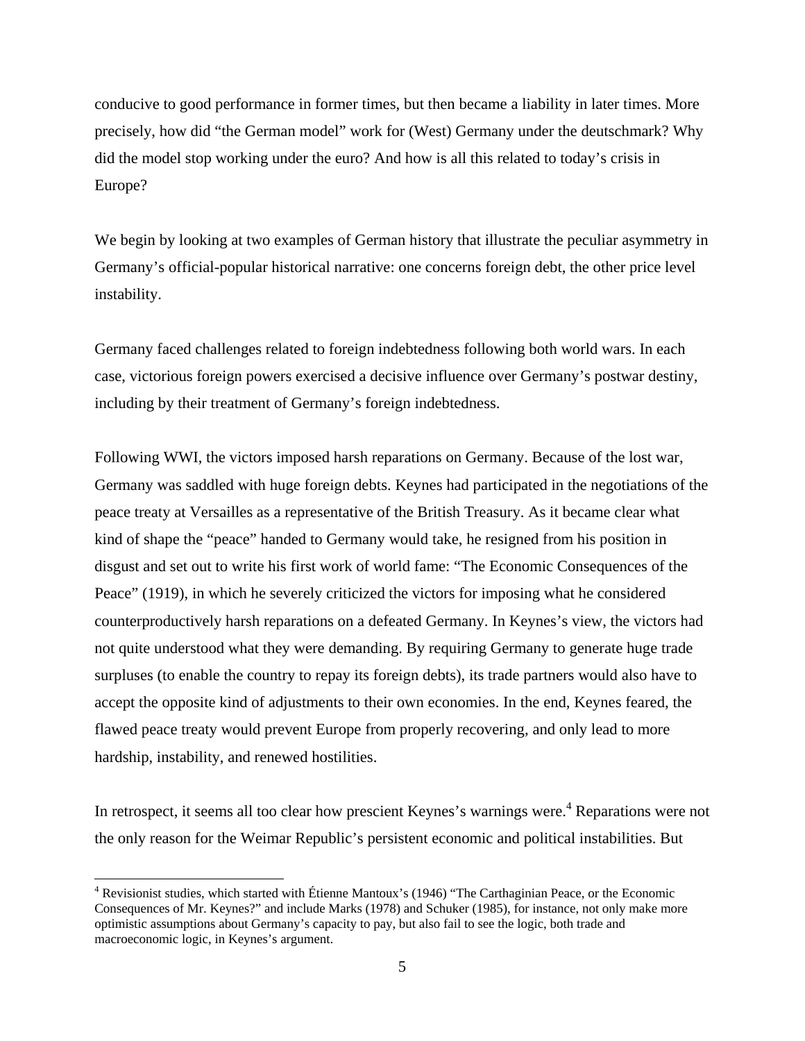conducive to good performance in former times, but then became a liability in later times. More precisely, how did "the German model" work for (West) Germany under the deutschmark? Why did the model stop working under the euro? And how is all this related to today's crisis in Europe?

We begin by looking at two examples of German history that illustrate the peculiar asymmetry in Germany's official-popular historical narrative: one concerns foreign debt, the other price level instability.

Germany faced challenges related to foreign indebtedness following both world wars. In each case, victorious foreign powers exercised a decisive influence over Germany's postwar destiny, including by their treatment of Germany's foreign indebtedness.

Following WWI, the victors imposed harsh reparations on Germany. Because of the lost war, Germany was saddled with huge foreign debts. Keynes had participated in the negotiations of the peace treaty at Versailles as a representative of the British Treasury. As it became clear what kind of shape the "peace" handed to Germany would take, he resigned from his position in disgust and set out to write his first work of world fame: "The Economic Consequences of the Peace" (1919), in which he severely criticized the victors for imposing what he considered counterproductively harsh reparations on a defeated Germany. In Keynes's view, the victors had not quite understood what they were demanding. By requiring Germany to generate huge trade surpluses (to enable the country to repay its foreign debts), its trade partners would also have to accept the opposite kind of adjustments to their own economies. In the end, Keynes feared, the flawed peace treaty would prevent Europe from properly recovering, and only lead to more hardship, instability, and renewed hostilities.

In retrospect, it seems all too clear how prescient Keynes's warnings were.[4] Reparations were not the only reason for the Weimar Republic's persistent economic and political instabilities. But

[4] Revisionist studies, which started with Étienne Mantoux's (1946) "The Carthaginian Peace, or the Economic Consequences of Mr. Keynes?" and include Marks (1978) and Schuker (1985), for instance, not only make more optimistic assumptions about Germany's capacity to pay, but also fail to see the logic, both trade and macroeconomic logic, in Keynes's argument.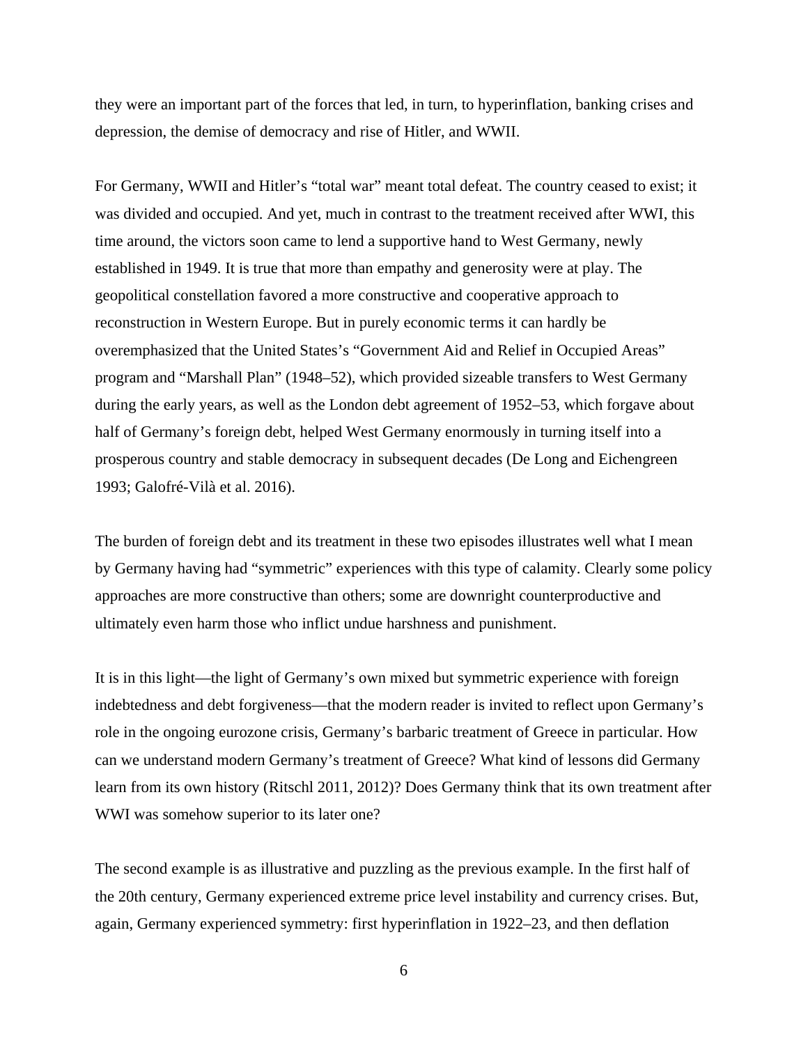they were an important part of the forces that led, in turn, to hyperinflation, banking crises and depression, the demise of democracy and rise of Hitler, and WWII.

For Germany, WWII and Hitler's "total war" meant total defeat. The country ceased to exist; it was divided and occupied. And yet, much in contrast to the treatment received after WWI, this time around, the victors soon came to lend a supportive hand to West Germany, newly established in 1949. It is true that more than empathy and generosity were at play. The geopolitical constellation favored a more constructive and cooperative approach to reconstruction in Western Europe. But in purely economic terms it can hardly be overemphasized that the United States's "Government Aid and Relief in Occupied Areas" program and "Marshall Plan" (1948–52), which provided sizeable transfers to West Germany during the early years, as well as the London debt agreement of 1952–53, which forgave about half of Germany's foreign debt, helped West Germany enormously in turning itself into a prosperous country and stable democracy in subsequent decades (De Long and Eichengreen 1993; Galofré-Vilà et al. 2016).

The burden of foreign debt and its treatment in these two episodes illustrates well what I mean by Germany having had "symmetric" experiences with this type of calamity. Clearly some policy approaches are more constructive than others; some are downright counterproductive and ultimately even harm those who inflict undue harshness and punishment.

It is in this light—the light of Germany's own mixed but symmetric experience with foreign indebtedness and debt forgiveness—that the modern reader is invited to reflect upon Germany's role in the ongoing eurozone crisis, Germany's barbaric treatment of Greece in particular. How can we understand modern Germany's treatment of Greece? What kind of lessons did Germany learn from its own history (Ritschl 2011, 2012)? Does Germany think that its own treatment after WWI was somehow superior to its later one?

The second example is as illustrative and puzzling as the previous example. In the first half of the 20th century, Germany experienced extreme price level instability and currency crises. But, again, Germany experienced symmetry: first hyperinflation in 1922–23, and then deflation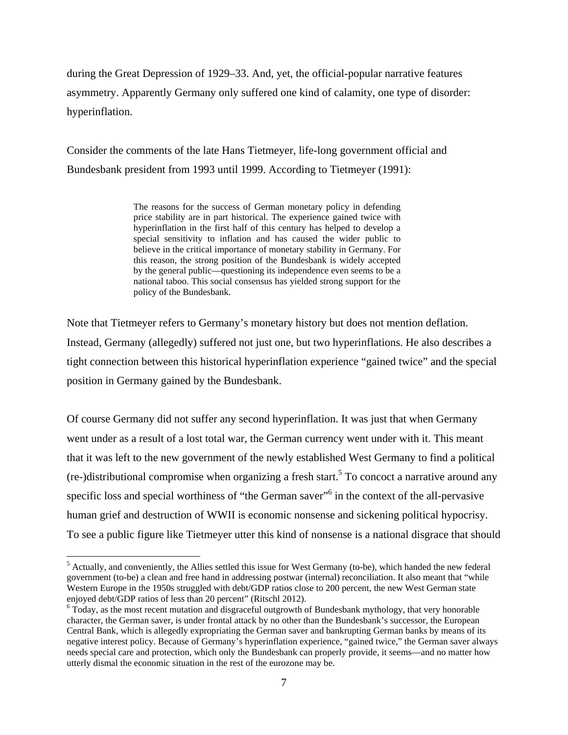during the Great Depression of 1929–33. And, yet, the official-popular narrative features asymmetry. Apparently Germany only suffered one kind of calamity, one type of disorder: hyperinflation.

Consider the comments of the late Hans Tietmeyer, life-long government official and Bundesbank president from 1993 until 1999. According to Tietmeyer (1991):

> The reasons for the success of German monetary policy in defending price stability are in part historical. The experience gained twice with hyperinflation in the first half of this century has helped to develop a special sensitivity to inflation and has caused the wider public to believe in the critical importance of monetary stability in Germany. For this reason, the strong position of the Bundesbank is widely accepted by the general public—questioning its independence even seems to be a national taboo. This social consensus has yielded strong support for the policy of the Bundesbank.

Note that Tietmeyer refers to Germany's monetary history but does not mention deflation. Instead, Germany (allegedly) suffered not just one, but two hyperinflations. He also describes a tight connection between this historical hyperinflation experience "gained twice" and the special position in Germany gained by the Bundesbank.

Of course Germany did not suffer any second hyperinflation. It was just that when Germany went under as a result of a lost total war, the German currency went under with it. This meant that it was left to the new government of the newly established West Germany to find a political (re-)distributional compromise when organizing a fresh start.[5] To concoct a narrative around any specific loss and special worthiness of "the German saver"[6] in the context of the all-pervasive human grief and destruction of WWII is economic nonsense and sickening political hypocrisy. To see a public figure like Tietmeyer utter this kind of nonsense is a national disgrace that should

[5] Actually, and conveniently, the Allies settled this issue for West Germany (to-be), which handed the new federal government (to-be) a clean and free hand in addressing postwar (internal) reconciliation. It also meant that "while Western Europe in the 1950s struggled with debt/GDP ratios close to 200 percent, the new West German state enjoyed debt/GDP ratios of less than 20 percent" (Ritschl 2012).

[6] Today, as the most recent mutation and disgraceful outgrowth of Bundesbank mythology, that very honorable character, the German saver, is under frontal attack by no other than the Bundesbank's successor, the European Central Bank, which is allegedly expropriating the German saver and bankrupting German banks by means of its negative interest policy. Because of Germany's hyperinflation experience, "gained twice," the German saver always needs special care and protection, which only the Bundesbank can properly provide, it seems—and no matter how utterly dismal the economic situation in the rest of the eurozone may be.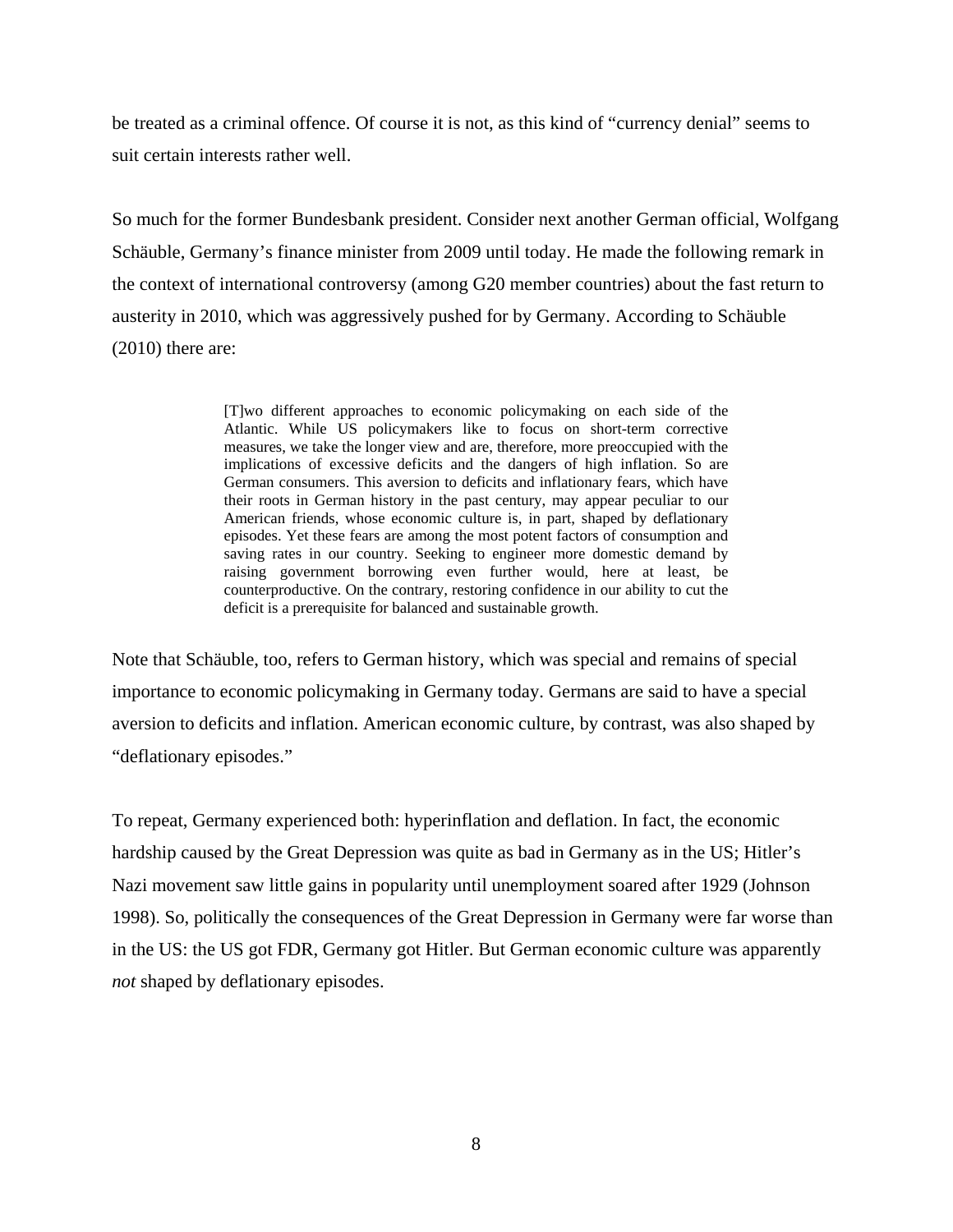be treated as a criminal offence. Of course it is not, as this kind of "currency denial" seems to suit certain interests rather well.

So much for the former Bundesbank president. Consider next another German official, Wolfgang Schäuble, Germany's finance minister from 2009 until today. He made the following remark in the context of international controversy (among G20 member countries) about the fast return to austerity in 2010, which was aggressively pushed for by Germany. According to Schäuble (2010) there are:

> [T]wo different approaches to economic policymaking on each side of the Atlantic. While US policymakers like to focus on short-term corrective measures, we take the longer view and are, therefore, more preoccupied with the implications of excessive deficits and the dangers of high inflation. So are German consumers. This aversion to deficits and inflationary fears, which have their roots in German history in the past century, may appear peculiar to our American friends, whose economic culture is, in part, shaped by deflationary episodes. Yet these fears are among the most potent factors of consumption and saving rates in our country. Seeking to engineer more domestic demand by raising government borrowing even further would, here at least, be counterproductive. On the contrary, restoring confidence in our ability to cut the deficit is a prerequisite for balanced and sustainable growth.

Note that Schäuble, too, refers to German history, which was special and remains of special importance to economic policymaking in Germany today. Germans are said to have a special aversion to deficits and inflation. American economic culture, by contrast, was also shaped by "deflationary episodes."

To repeat, Germany experienced both: hyperinflation and deflation. In fact, the economic hardship caused by the Great Depression was quite as bad in Germany as in the US; Hitler's Nazi movement saw little gains in popularity until unemployment soared after 1929 (Johnson 1998). So, politically the consequences of the Great Depression in Germany were far worse than in the US: the US got FDR, Germany got Hitler. But German economic culture was apparently *not* shaped by deflationary episodes.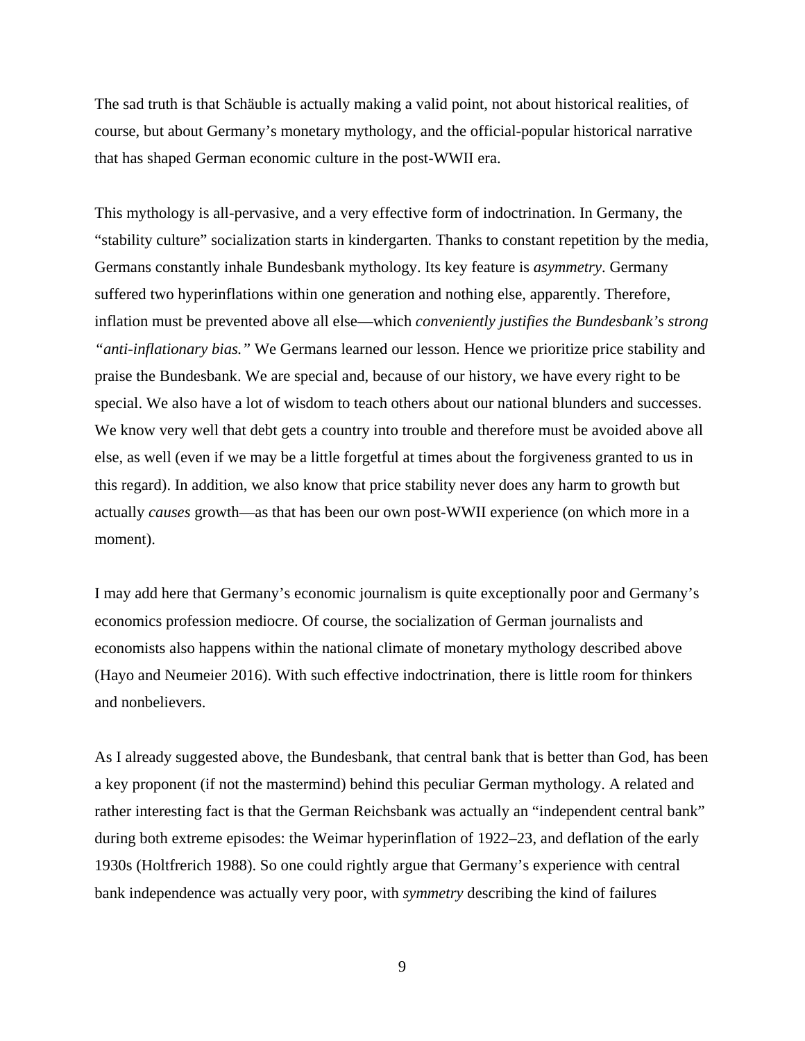The sad truth is that Schäuble is actually making a valid point, not about historical realities, of course, but about Germany's monetary mythology, and the official-popular historical narrative that has shaped German economic culture in the post-WWII era.

This mythology is all-pervasive, and a very effective form of indoctrination. In Germany, the "stability culture" socialization starts in kindergarten. Thanks to constant repetition by the media, Germans constantly inhale Bundesbank mythology. Its key feature is *asymmetry*. Germany suffered two hyperinflations within one generation and nothing else, apparently. Therefore, inflation must be prevented above all else—which *conveniently justifies the Bundesbank's strong "anti-inflationary bias."* We Germans learned our lesson. Hence we prioritize price stability and praise the Bundesbank. We are special and, because of our history, we have every right to be special. We also have a lot of wisdom to teach others about our national blunders and successes. We know very well that debt gets a country into trouble and therefore must be avoided above all else, as well (even if we may be a little forgetful at times about the forgiveness granted to us in this regard). In addition, we also know that price stability never does any harm to growth but actually *causes* growth—as that has been our own post-WWII experience (on which more in a moment).

I may add here that Germany's economic journalism is quite exceptionally poor and Germany's economics profession mediocre. Of course, the socialization of German journalists and economists also happens within the national climate of monetary mythology described above (Hayo and Neumeier 2016). With such effective indoctrination, there is little room for thinkers and nonbelievers.

As I already suggested above, the Bundesbank, that central bank that is better than God, has been a key proponent (if not the mastermind) behind this peculiar German mythology. A related and rather interesting fact is that the German Reichsbank was actually an "independent central bank" during both extreme episodes: the Weimar hyperinflation of 1922–23, and deflation of the early 1930s (Holtfrerich 1988). So one could rightly argue that Germany's experience with central bank independence was actually very poor, with *symmetry* describing the kind of failures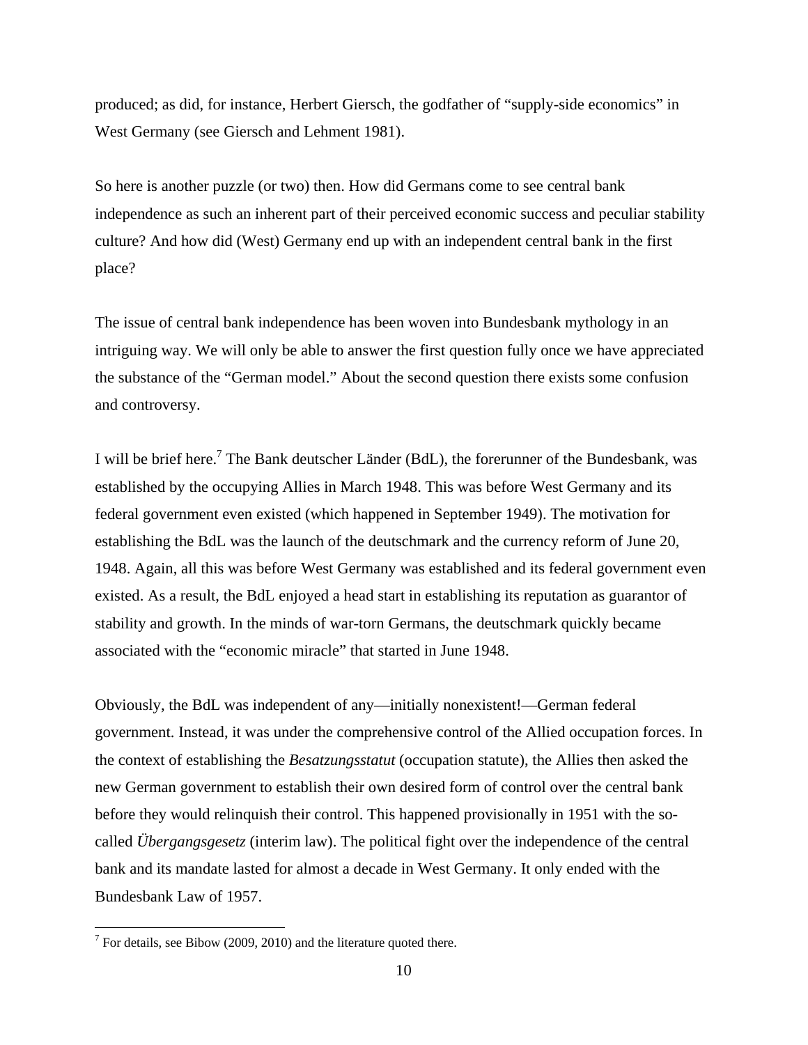produced; as did, for instance, Herbert Giersch, the godfather of "supply-side economics" in West Germany (see Giersch and Lehment 1981).

So here is another puzzle (or two) then. How did Germans come to see central bank independence as such an inherent part of their perceived economic success and peculiar stability culture? And how did (West) Germany end up with an independent central bank in the first place?

The issue of central bank independence has been woven into Bundesbank mythology in an intriguing way. We will only be able to answer the first question fully once we have appreciated the substance of the "German model." About the second question there exists some confusion and controversy.

I will be brief here.[7] The Bank deutscher Länder (BdL), the forerunner of the Bundesbank, was established by the occupying Allies in March 1948. This was before West Germany and its federal government even existed (which happened in September 1949). The motivation for establishing the BdL was the launch of the deutschmark and the currency reform of June 20, 1948. Again, all this was before West Germany was established and its federal government even existed. As a result, the BdL enjoyed a head start in establishing its reputation as guarantor of stability and growth. In the minds of war-torn Germans, the deutschmark quickly became associated with the "economic miracle" that started in June 1948.

Obviously, the BdL was independent of any—initially nonexistent!—German federal government. Instead, it was under the comprehensive control of the Allied occupation forces. In the context of establishing the *Besatzungsstatut* (occupation statute), the Allies then asked the new German government to establish their own desired form of control over the central bank before they would relinquish their control. This happened provisionally in 1951 with the so-called *Übergangsgesetz* (interim law). The political fight over the independence of the central bank and its mandate lasted for almost a decade in West Germany. It only ended with the Bundesbank Law of 1957.

[7] For details, see Bibow (2009, 2010) and the literature quoted there.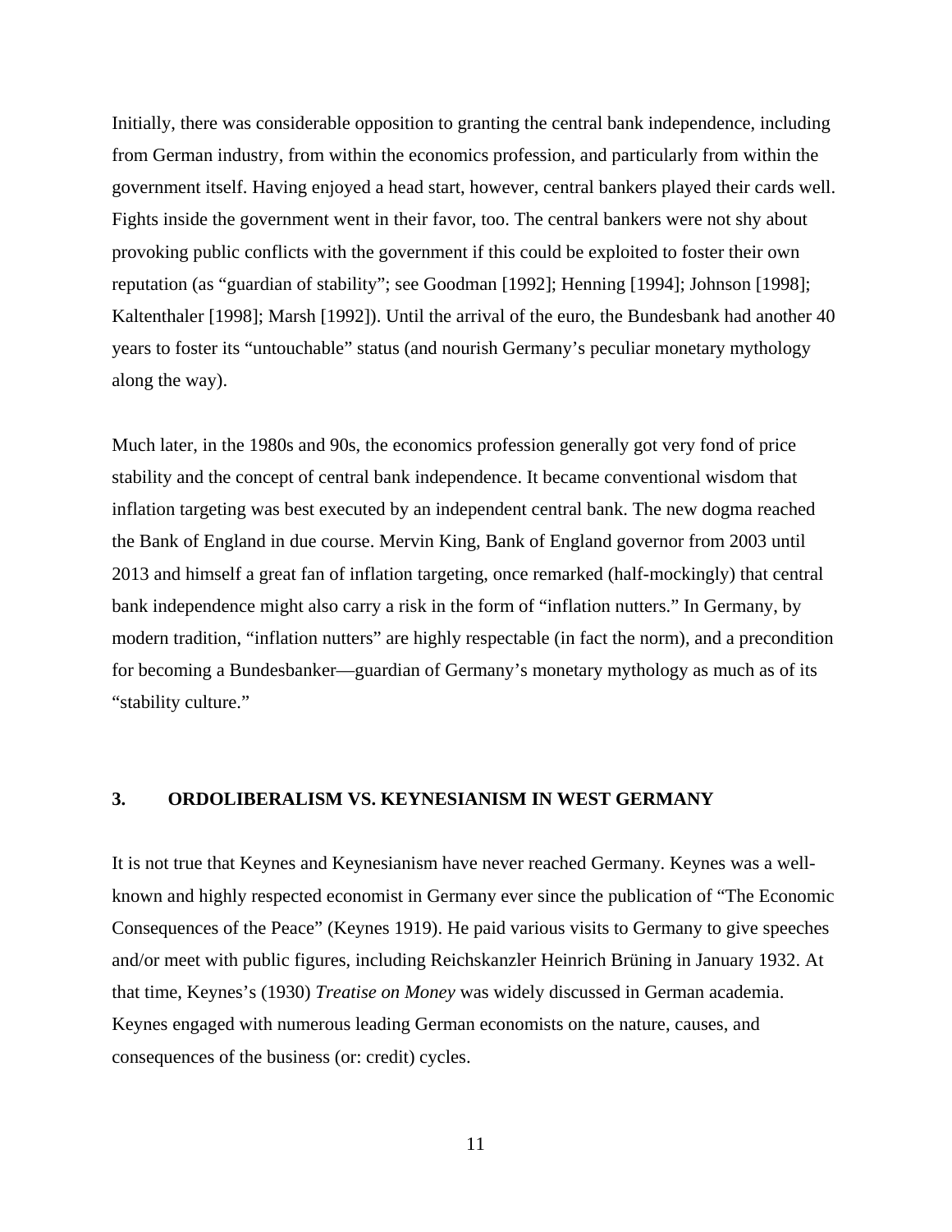Initially, there was considerable opposition to granting the central bank independence, including from German industry, from within the economics profession, and particularly from within the government itself. Having enjoyed a head start, however, central bankers played their cards well. Fights inside the government went in their favor, too. The central bankers were not shy about provoking public conflicts with the government if this could be exploited to foster their own reputation (as "guardian of stability"; see Goodman [1992]; Henning [1994]; Johnson [1998]; Kaltenthaler [1998]; Marsh [1992]). Until the arrival of the euro, the Bundesbank had another 40 years to foster its "untouchable" status (and nourish Germany's peculiar monetary mythology along the way).

Much later, in the 1980s and 90s, the economics profession generally got very fond of price stability and the concept of central bank independence. It became conventional wisdom that inflation targeting was best executed by an independent central bank. The new dogma reached the Bank of England in due course. Mervin King, Bank of England governor from 2003 until 2013 and himself a great fan of inflation targeting, once remarked (half-mockingly) that central bank independence might also carry a risk in the form of "inflation nutters." In Germany, by modern tradition, "inflation nutters" are highly respectable (in fact the norm), and a precondition for becoming a Bundesbanker—guardian of Germany's monetary mythology as much as of its "stability culture."

## 3. ORDOLIBERALISM VS. KEYNESIANISM IN WEST GERMANY

It is not true that Keynes and Keynesianism have never reached Germany. Keynes was a well-known and highly respected economist in Germany ever since the publication of "The Economic Consequences of the Peace" (Keynes 1919). He paid various visits to Germany to give speeches and/or meet with public figures, including Reichskanzler Heinrich Brüning in January 1932. At that time, Keynes's (1930) *Treatise on Money* was widely discussed in German academia. Keynes engaged with numerous leading German economists on the nature, causes, and consequences of the business (or: credit) cycles.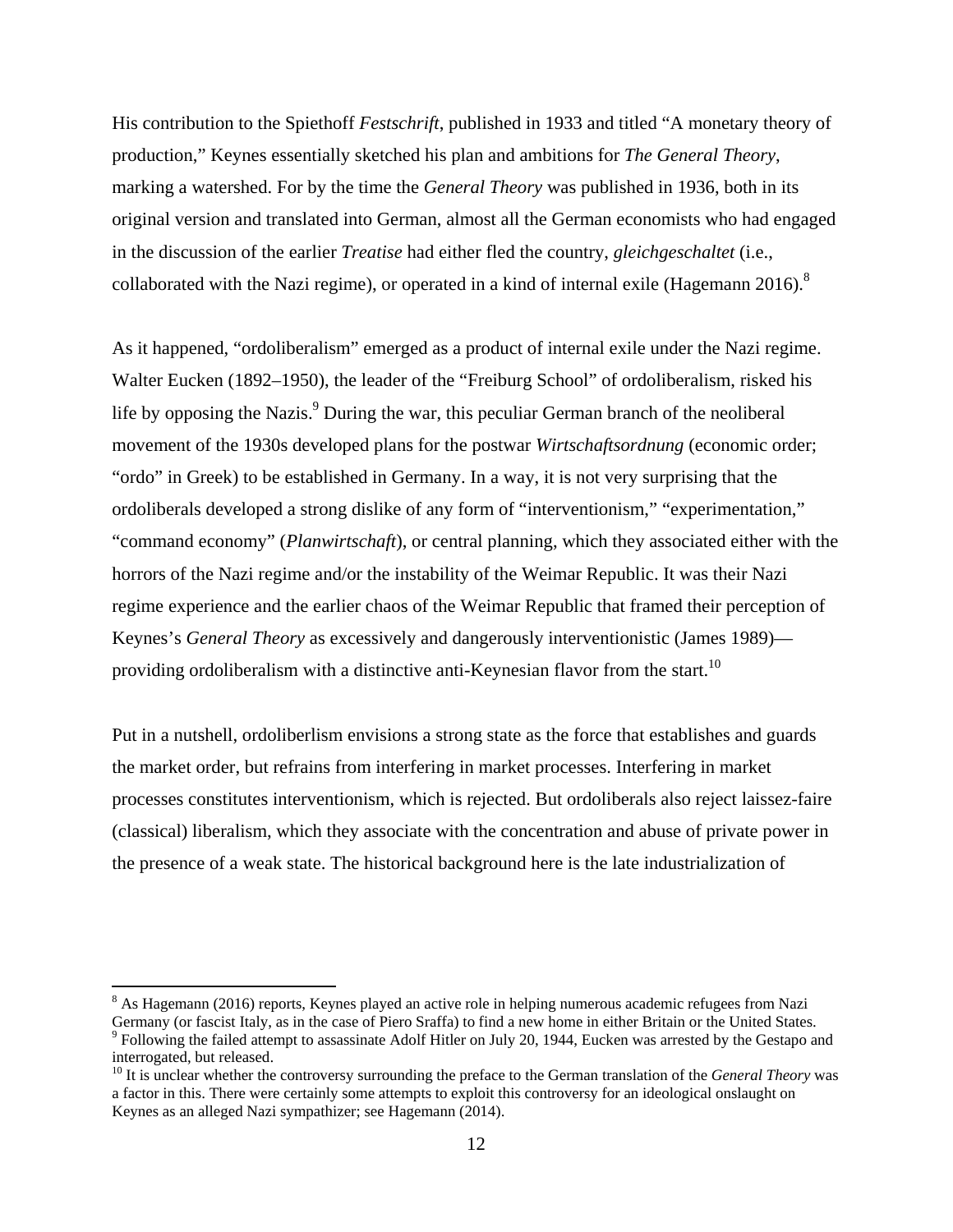His contribution to the Spiethoff *Festschrift*, published in 1933 and titled "A monetary theory of production," Keynes essentially sketched his plan and ambitions for *The General Theory*, marking a watershed. For by the time the *General Theory* was published in 1936, both in its original version and translated into German, almost all the German economists who had engaged in the discussion of the earlier *Treatise* had either fled the country, *gleichgeschaltet* (i.e., collaborated with the Nazi regime), or operated in a kind of internal exile (Hagemann 2016).[8]

As it happened, "ordoliberalism" emerged as a product of internal exile under the Nazi regime. Walter Eucken (1892–1950), the leader of the "Freiburg School" of ordoliberalism, risked his life by opposing the Nazis.[9] During the war, this peculiar German branch of the neoliberal movement of the 1930s developed plans for the postwar *Wirtschaftsordnung* (economic order; "ordo" in Greek) to be established in Germany. In a way, it is not very surprising that the ordoliberals developed a strong dislike of any form of "interventionism," "experimentation," "command economy" (*Planwirtschaft*), or central planning, which they associated either with the horrors of the Nazi regime and/or the instability of the Weimar Republic. It was their Nazi regime experience and the earlier chaos of the Weimar Republic that framed their perception of Keynes's *General Theory* as excessively and dangerously interventionistic (James 1989)—providing ordoliberalism with a distinctive anti-Keynesian flavor from the start.[10]

Put in a nutshell, ordoliberlism envisions a strong state as the force that establishes and guards the market order, but refrains from interfering in market processes. Interfering in market processes constitutes interventionism, which is rejected. But ordoliberals also reject laissez-faire (classical) liberalism, which they associate with the concentration and abuse of private power in the presence of a weak state. The historical background here is the late industrialization of

[8] As Hagemann (2016) reports, Keynes played an active role in helping numerous academic refugees from Nazi Germany (or fascist Italy, as in the case of Piero Sraffa) to find a new home in either Britain or the United States.

[9] Following the failed attempt to assassinate Adolf Hitler on July 20, 1944, Eucken was arrested by the Gestapo and interrogated, but released.

[10] It is unclear whether the controversy surrounding the preface to the German translation of the *General Theory* was a factor in this. There were certainly some attempts to exploit this controversy for an ideological onslaught on Keynes as an alleged Nazi sympathizer; see Hagemann (2014).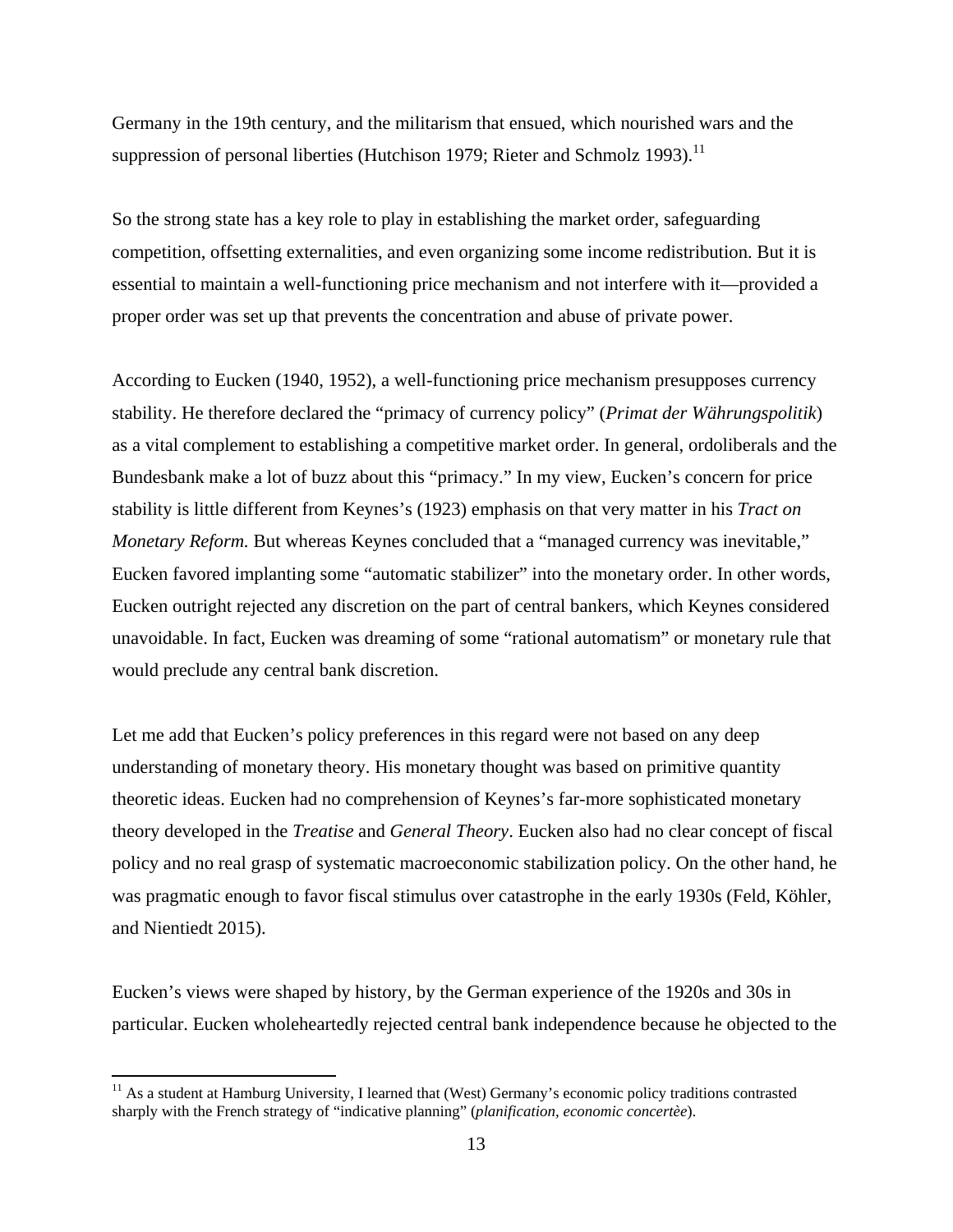Germany in the 19th century, and the militarism that ensued, which nourished wars and the suppression of personal liberties (Hutchison 1979; Rieter and Schmolz 1993).[11]

So the strong state has a key role to play in establishing the market order, safeguarding competition, offsetting externalities, and even organizing some income redistribution. But it is essential to maintain a well-functioning price mechanism and not interfere with it—provided a proper order was set up that prevents the concentration and abuse of private power.

According to Eucken (1940, 1952), a well-functioning price mechanism presupposes currency stability. He therefore declared the "primacy of currency policy" (*Primat der Währungspolitik*) as a vital complement to establishing a competitive market order. In general, ordoliberals and the Bundesbank make a lot of buzz about this "primacy." In my view, Eucken's concern for price stability is little different from Keynes's (1923) emphasis on that very matter in his *Tract on Monetary Reform.* But whereas Keynes concluded that a "managed currency was inevitable," Eucken favored implanting some "automatic stabilizer" into the monetary order. In other words, Eucken outright rejected any discretion on the part of central bankers, which Keynes considered unavoidable. In fact, Eucken was dreaming of some "rational automatism" or monetary rule that would preclude any central bank discretion.

Let me add that Eucken's policy preferences in this regard were not based on any deep understanding of monetary theory. His monetary thought was based on primitive quantity theoretic ideas. Eucken had no comprehension of Keynes's far-more sophisticated monetary theory developed in the *Treatise* and *General Theory*. Eucken also had no clear concept of fiscal policy and no real grasp of systematic macroeconomic stabilization policy. On the other hand, he was pragmatic enough to favor fiscal stimulus over catastrophe in the early 1930s (Feld, Köhler, and Nientiedt 2015).

Eucken's views were shaped by history, by the German experience of the 1920s and 30s in particular. Eucken wholeheartedly rejected central bank independence because he objected to the

[11] As a student at Hamburg University, I learned that (West) Germany's economic policy traditions contrasted sharply with the French strategy of "indicative planning" (*planification, economic concertèe*).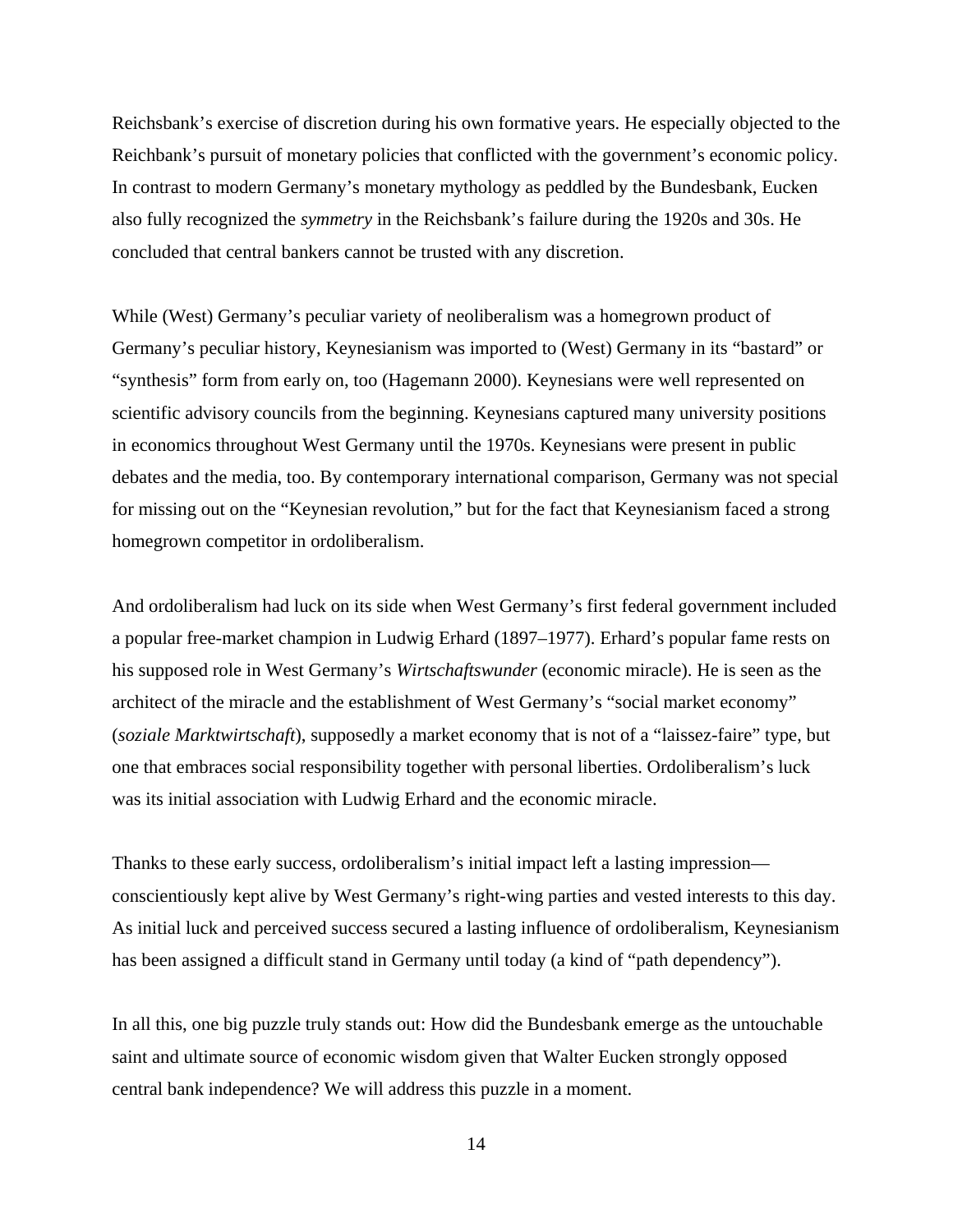Reichsbank's exercise of discretion during his own formative years. He especially objected to the Reichbank's pursuit of monetary policies that conflicted with the government's economic policy. In contrast to modern Germany's monetary mythology as peddled by the Bundesbank, Eucken also fully recognized the *symmetry* in the Reichsbank's failure during the 1920s and 30s. He concluded that central bankers cannot be trusted with any discretion.

While (West) Germany's peculiar variety of neoliberalism was a homegrown product of Germany's peculiar history, Keynesianism was imported to (West) Germany in its "bastard" or "synthesis" form from early on, too (Hagemann 2000). Keynesians were well represented on scientific advisory councils from the beginning. Keynesians captured many university positions in economics throughout West Germany until the 1970s. Keynesians were present in public debates and the media, too. By contemporary international comparison, Germany was not special for missing out on the "Keynesian revolution," but for the fact that Keynesianism faced a strong homegrown competitor in ordoliberalism.

And ordoliberalism had luck on its side when West Germany's first federal government included a popular free-market champion in Ludwig Erhard (1897–1977). Erhard's popular fame rests on his supposed role in West Germany's *Wirtschaftswunder* (economic miracle). He is seen as the architect of the miracle and the establishment of West Germany's "social market economy" (*soziale Marktwirtschaft*), supposedly a market economy that is not of a "laissez-faire" type, but one that embraces social responsibility together with personal liberties. Ordoliberalism's luck was its initial association with Ludwig Erhard and the economic miracle.

Thanks to these early success, ordoliberalism's initial impact left a lasting impression—conscientiously kept alive by West Germany's right-wing parties and vested interests to this day. As initial luck and perceived success secured a lasting influence of ordoliberalism, Keynesianism has been assigned a difficult stand in Germany until today (a kind of "path dependency").

In all this, one big puzzle truly stands out: How did the Bundesbank emerge as the untouchable saint and ultimate source of economic wisdom given that Walter Eucken strongly opposed central bank independence? We will address this puzzle in a moment.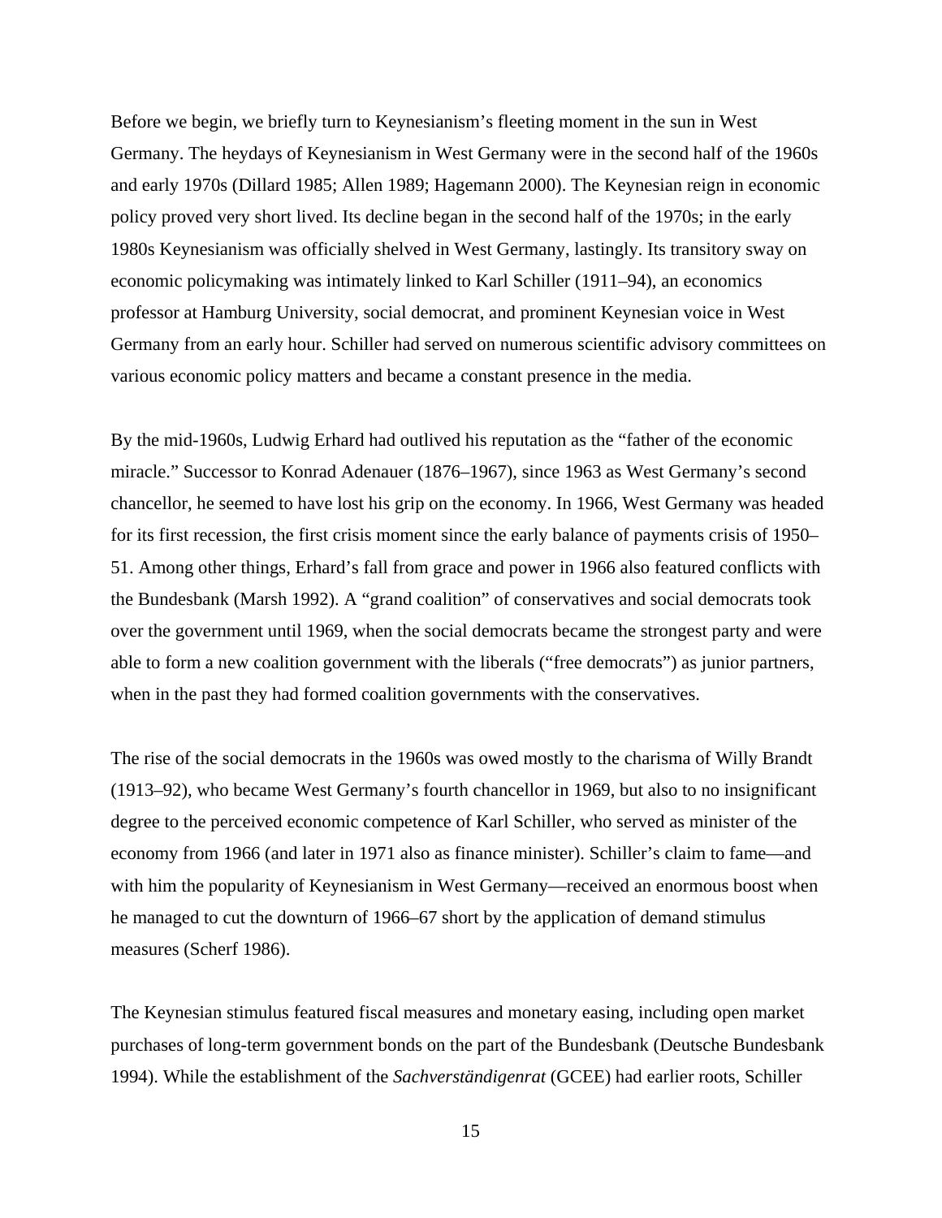Before we begin, we briefly turn to Keynesianism's fleeting moment in the sun in West Germany. The heydays of Keynesianism in West Germany were in the second half of the 1960s and early 1970s (Dillard 1985; Allen 1989; Hagemann 2000). The Keynesian reign in economic policy proved very short lived. Its decline began in the second half of the 1970s; in the early 1980s Keynesianism was officially shelved in West Germany, lastingly. Its transitory sway on economic policymaking was intimately linked to Karl Schiller (1911–94), an economics professor at Hamburg University, social democrat, and prominent Keynesian voice in West Germany from an early hour. Schiller had served on numerous scientific advisory committees on various economic policy matters and became a constant presence in the media.

By the mid-1960s, Ludwig Erhard had outlived his reputation as the "father of the economic miracle." Successor to Konrad Adenauer (1876–1967), since 1963 as West Germany's second chancellor, he seemed to have lost his grip on the economy. In 1966, West Germany was headed for its first recession, the first crisis moment since the early balance of payments crisis of 1950–51. Among other things, Erhard's fall from grace and power in 1966 also featured conflicts with the Bundesbank (Marsh 1992). A "grand coalition" of conservatives and social democrats took over the government until 1969, when the social democrats became the strongest party and were able to form a new coalition government with the liberals ("free democrats") as junior partners, when in the past they had formed coalition governments with the conservatives.

The rise of the social democrats in the 1960s was owed mostly to the charisma of Willy Brandt (1913–92), who became West Germany's fourth chancellor in 1969, but also to no insignificant degree to the perceived economic competence of Karl Schiller, who served as minister of the economy from 1966 (and later in 1971 also as finance minister). Schiller's claim to fame—and with him the popularity of Keynesianism in West Germany—received an enormous boost when he managed to cut the downturn of 1966–67 short by the application of demand stimulus measures (Scherf 1986).

The Keynesian stimulus featured fiscal measures and monetary easing, including open market purchases of long-term government bonds on the part of the Bundesbank (Deutsche Bundesbank 1994). While the establishment of the *Sachverständigenrat* (GCEE) had earlier roots, Schiller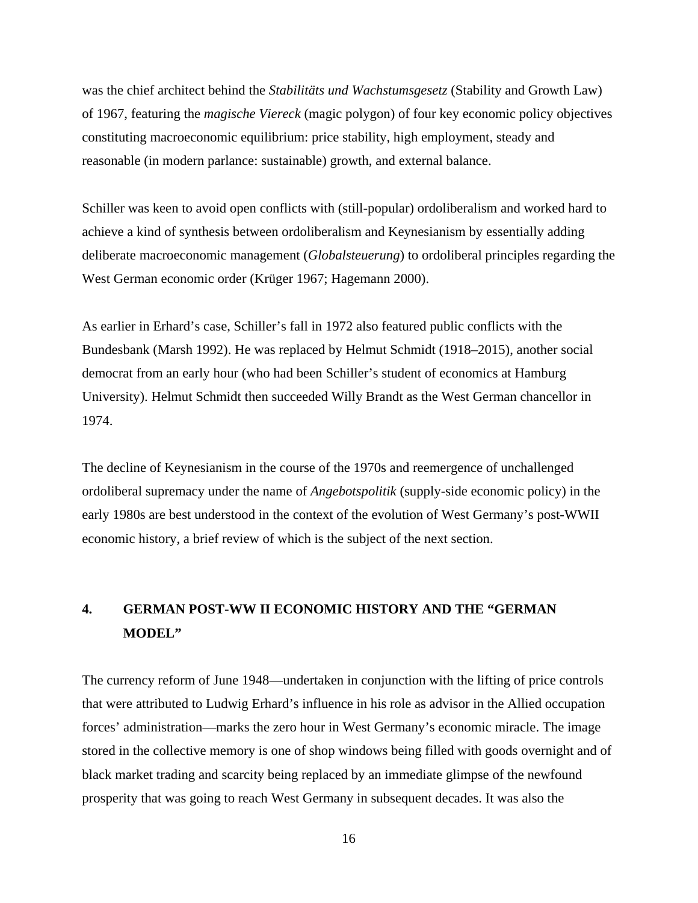was the chief architect behind the *Stabilitäts und Wachstumsgesetz* (Stability and Growth Law) of 1967, featuring the *magische Viereck* (magic polygon) of four key economic policy objectives constituting macroeconomic equilibrium: price stability, high employment, steady and reasonable (in modern parlance: sustainable) growth, and external balance.

Schiller was keen to avoid open conflicts with (still-popular) ordoliberalism and worked hard to achieve a kind of synthesis between ordoliberalism and Keynesianism by essentially adding deliberate macroeconomic management (*Globalsteuerung*) to ordoliberal principles regarding the West German economic order (Krüger 1967; Hagemann 2000).

As earlier in Erhard's case, Schiller's fall in 1972 also featured public conflicts with the Bundesbank (Marsh 1992). He was replaced by Helmut Schmidt (1918–2015), another social democrat from an early hour (who had been Schiller's student of economics at Hamburg University). Helmut Schmidt then succeeded Willy Brandt as the West German chancellor in 1974.

The decline of Keynesianism in the course of the 1970s and reemergence of unchallenged ordoliberal supremacy under the name of *Angebotspolitik* (supply-side economic policy) in the early 1980s are best understood in the context of the evolution of West Germany's post-WWII economic history, a brief review of which is the subject of the next section.

## 4. GERMAN POST-WW II ECONOMIC HISTORY AND THE "GERMAN MODEL"

The currency reform of June 1948—undertaken in conjunction with the lifting of price controls that were attributed to Ludwig Erhard's influence in his role as advisor in the Allied occupation forces' administration—marks the zero hour in West Germany's economic miracle. The image stored in the collective memory is one of shop windows being filled with goods overnight and of black market trading and scarcity being replaced by an immediate glimpse of the newfound prosperity that was going to reach West Germany in subsequent decades. It was also the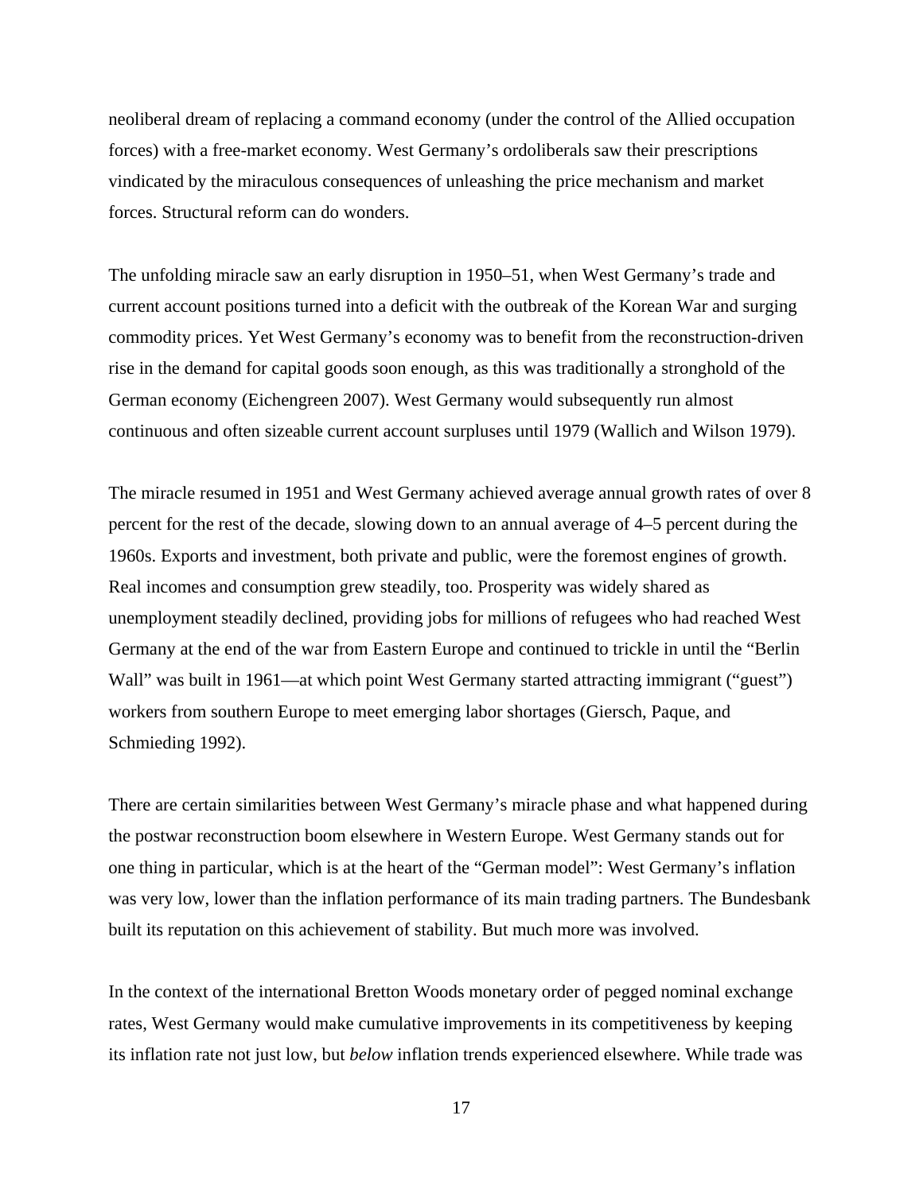neoliberal dream of replacing a command economy (under the control of the Allied occupation forces) with a free-market economy. West Germany's ordoliberals saw their prescriptions vindicated by the miraculous consequences of unleashing the price mechanism and market forces. Structural reform can do wonders.

The unfolding miracle saw an early disruption in 1950–51, when West Germany's trade and current account positions turned into a deficit with the outbreak of the Korean War and surging commodity prices. Yet West Germany's economy was to benefit from the reconstruction-driven rise in the demand for capital goods soon enough, as this was traditionally a stronghold of the German economy (Eichengreen 2007). West Germany would subsequently run almost continuous and often sizeable current account surpluses until 1979 (Wallich and Wilson 1979).

The miracle resumed in 1951 and West Germany achieved average annual growth rates of over 8 percent for the rest of the decade, slowing down to an annual average of 4–5 percent during the 1960s. Exports and investment, both private and public, were the foremost engines of growth. Real incomes and consumption grew steadily, too. Prosperity was widely shared as unemployment steadily declined, providing jobs for millions of refugees who had reached West Germany at the end of the war from Eastern Europe and continued to trickle in until the "Berlin Wall" was built in 1961—at which point West Germany started attracting immigrant ("guest") workers from southern Europe to meet emerging labor shortages (Giersch, Paque, and Schmieding 1992).

There are certain similarities between West Germany's miracle phase and what happened during the postwar reconstruction boom elsewhere in Western Europe. West Germany stands out for one thing in particular, which is at the heart of the "German model": West Germany's inflation was very low, lower than the inflation performance of its main trading partners. The Bundesbank built its reputation on this achievement of stability. But much more was involved.

In the context of the international Bretton Woods monetary order of pegged nominal exchange rates, West Germany would make cumulative improvements in its competitiveness by keeping its inflation rate not just low, but *below* inflation trends experienced elsewhere. While trade was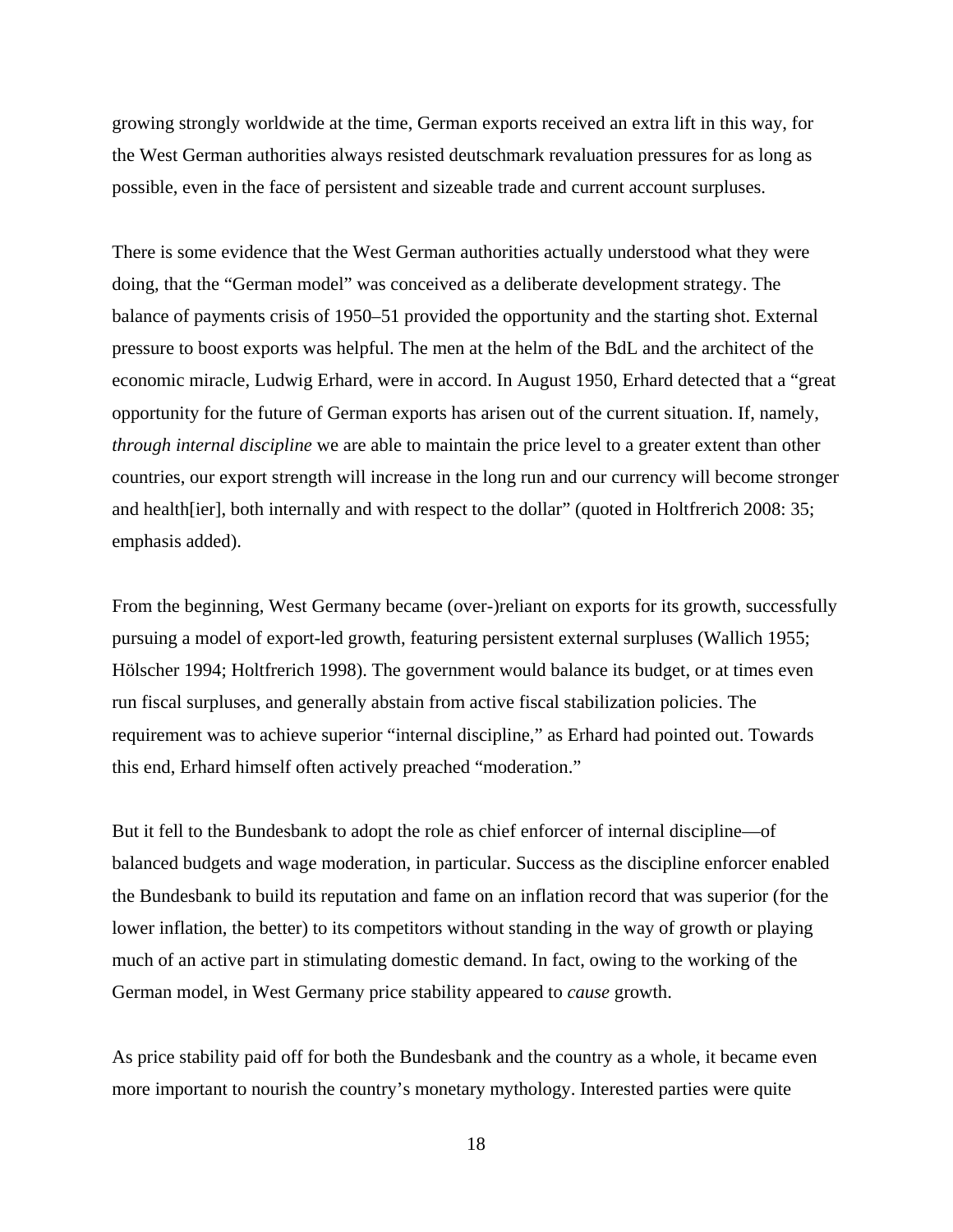growing strongly worldwide at the time, German exports received an extra lift in this way, for the West German authorities always resisted deutschmark revaluation pressures for as long as possible, even in the face of persistent and sizeable trade and current account surpluses.

There is some evidence that the West German authorities actually understood what they were doing, that the "German model" was conceived as a deliberate development strategy. The balance of payments crisis of 1950–51 provided the opportunity and the starting shot. External pressure to boost exports was helpful. The men at the helm of the BdL and the architect of the economic miracle, Ludwig Erhard, were in accord. In August 1950, Erhard detected that a "great opportunity for the future of German exports has arisen out of the current situation. If, namely, *through internal discipline* we are able to maintain the price level to a greater extent than other countries, our export strength will increase in the long run and our currency will become stronger and health[ier], both internally and with respect to the dollar" (quoted in Holtfrerich 2008: 35; emphasis added).

From the beginning, West Germany became (over-)reliant on exports for its growth, successfully pursuing a model of export-led growth, featuring persistent external surpluses (Wallich 1955; Hölscher 1994; Holtfrerich 1998). The government would balance its budget, or at times even run fiscal surpluses, and generally abstain from active fiscal stabilization policies. The requirement was to achieve superior "internal discipline," as Erhard had pointed out. Towards this end, Erhard himself often actively preached "moderation."

But it fell to the Bundesbank to adopt the role as chief enforcer of internal discipline—of balanced budgets and wage moderation, in particular. Success as the discipline enforcer enabled the Bundesbank to build its reputation and fame on an inflation record that was superior (for the lower inflation, the better) to its competitors without standing in the way of growth or playing much of an active part in stimulating domestic demand. In fact, owing to the working of the German model, in West Germany price stability appeared to *cause* growth.

As price stability paid off for both the Bundesbank and the country as a whole, it became even more important to nourish the country's monetary mythology. Interested parties were quite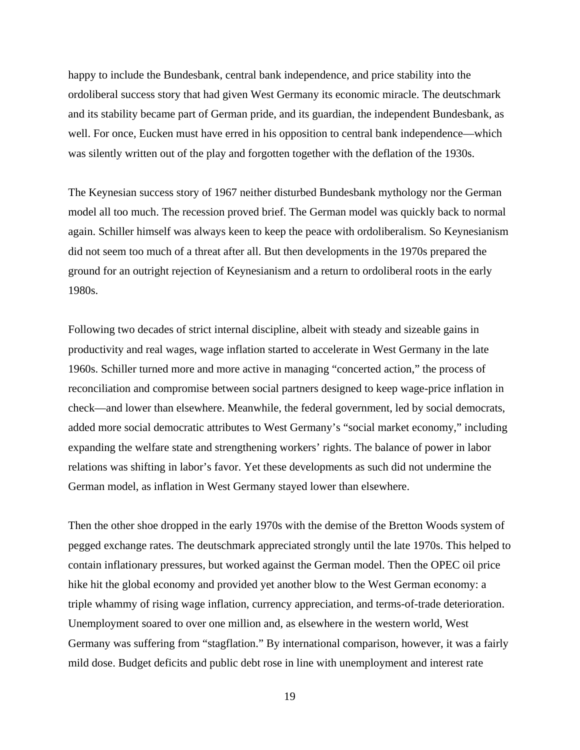happy to include the Bundesbank, central bank independence, and price stability into the ordoliberal success story that had given West Germany its economic miracle. The deutschmark and its stability became part of German pride, and its guardian, the independent Bundesbank, as well. For once, Eucken must have erred in his opposition to central bank independence—which was silently written out of the play and forgotten together with the deflation of the 1930s.

The Keynesian success story of 1967 neither disturbed Bundesbank mythology nor the German model all too much. The recession proved brief. The German model was quickly back to normal again. Schiller himself was always keen to keep the peace with ordoliberalism. So Keynesianism did not seem too much of a threat after all. But then developments in the 1970s prepared the ground for an outright rejection of Keynesianism and a return to ordoliberal roots in the early 1980s.

Following two decades of strict internal discipline, albeit with steady and sizeable gains in productivity and real wages, wage inflation started to accelerate in West Germany in the late 1960s. Schiller turned more and more active in managing "concerted action," the process of reconciliation and compromise between social partners designed to keep wage-price inflation in check—and lower than elsewhere. Meanwhile, the federal government, led by social democrats, added more social democratic attributes to West Germany's "social market economy," including expanding the welfare state and strengthening workers' rights. The balance of power in labor relations was shifting in labor's favor. Yet these developments as such did not undermine the German model, as inflation in West Germany stayed lower than elsewhere.

Then the other shoe dropped in the early 1970s with the demise of the Bretton Woods system of pegged exchange rates. The deutschmark appreciated strongly until the late 1970s. This helped to contain inflationary pressures, but worked against the German model. Then the OPEC oil price hike hit the global economy and provided yet another blow to the West German economy: a triple whammy of rising wage inflation, currency appreciation, and terms-of-trade deterioration. Unemployment soared to over one million and, as elsewhere in the western world, West Germany was suffering from "stagflation." By international comparison, however, it was a fairly mild dose. Budget deficits and public debt rose in line with unemployment and interest rate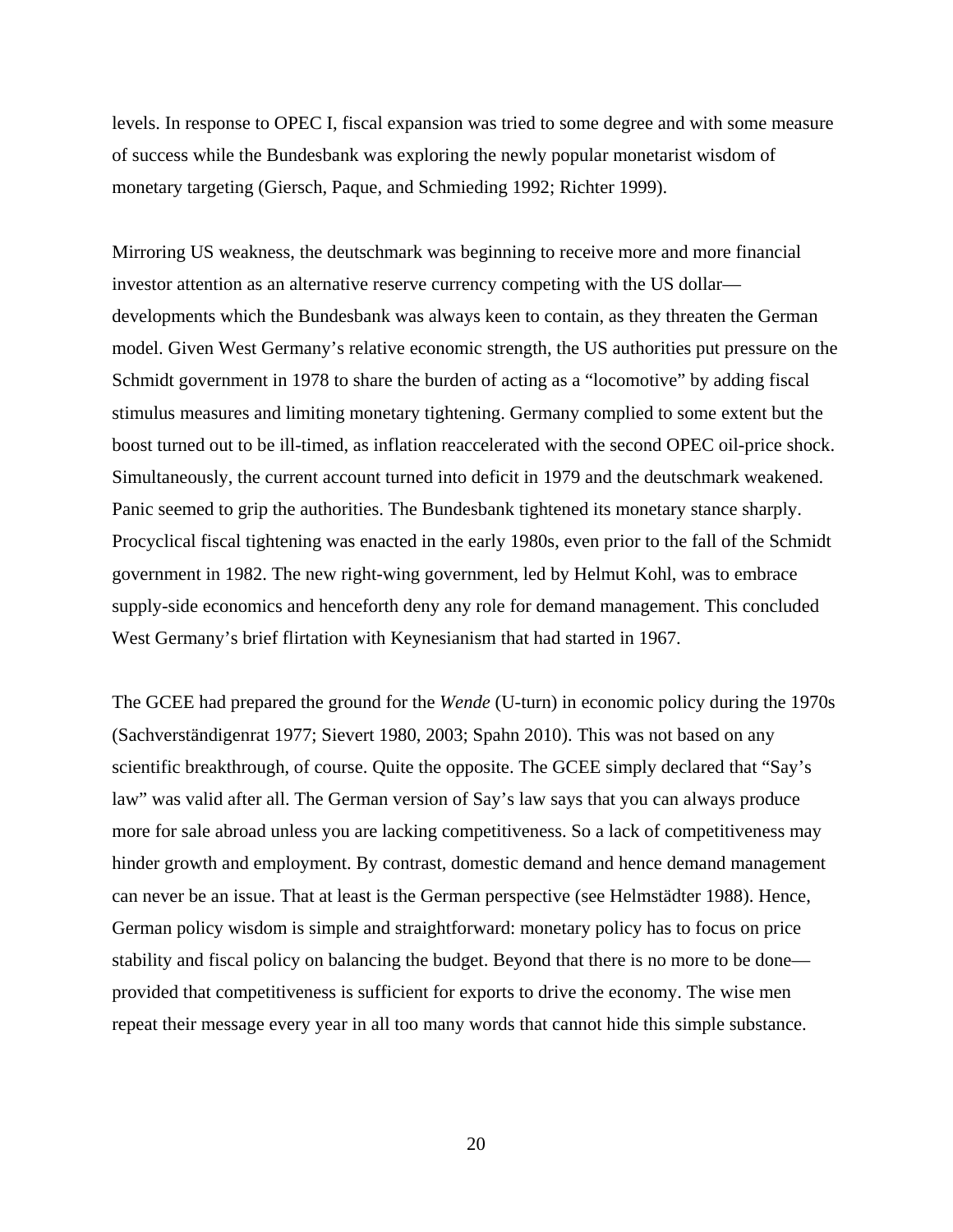levels. In response to OPEC I, fiscal expansion was tried to some degree and with some measure of success while the Bundesbank was exploring the newly popular monetarist wisdom of monetary targeting (Giersch, Paque, and Schmieding 1992; Richter 1999).

Mirroring US weakness, the deutschmark was beginning to receive more and more financial investor attention as an alternative reserve currency competing with the US dollar—developments which the Bundesbank was always keen to contain, as they threaten the German model. Given West Germany's relative economic strength, the US authorities put pressure on the Schmidt government in 1978 to share the burden of acting as a "locomotive" by adding fiscal stimulus measures and limiting monetary tightening. Germany complied to some extent but the boost turned out to be ill-timed, as inflation reaccelerated with the second OPEC oil-price shock. Simultaneously, the current account turned into deficit in 1979 and the deutschmark weakened. Panic seemed to grip the authorities. The Bundesbank tightened its monetary stance sharply. Procyclical fiscal tightening was enacted in the early 1980s, even prior to the fall of the Schmidt government in 1982. The new right-wing government, led by Helmut Kohl, was to embrace supply-side economics and henceforth deny any role for demand management. This concluded West Germany's brief flirtation with Keynesianism that had started in 1967.

The GCEE had prepared the ground for the *Wende* (U-turn) in economic policy during the 1970s (Sachverständigenrat 1977; Sievert 1980, 2003; Spahn 2010). This was not based on any scientific breakthrough, of course. Quite the opposite. The GCEE simply declared that "Say's law" was valid after all. The German version of Say's law says that you can always produce more for sale abroad unless you are lacking competitiveness. So a lack of competitiveness may hinder growth and employment. By contrast, domestic demand and hence demand management can never be an issue. That at least is the German perspective (see Helmstädter 1988). Hence, German policy wisdom is simple and straightforward: monetary policy has to focus on price stability and fiscal policy on balancing the budget. Beyond that there is no more to be done—provided that competitiveness is sufficient for exports to drive the economy. The wise men repeat their message every year in all too many words that cannot hide this simple substance.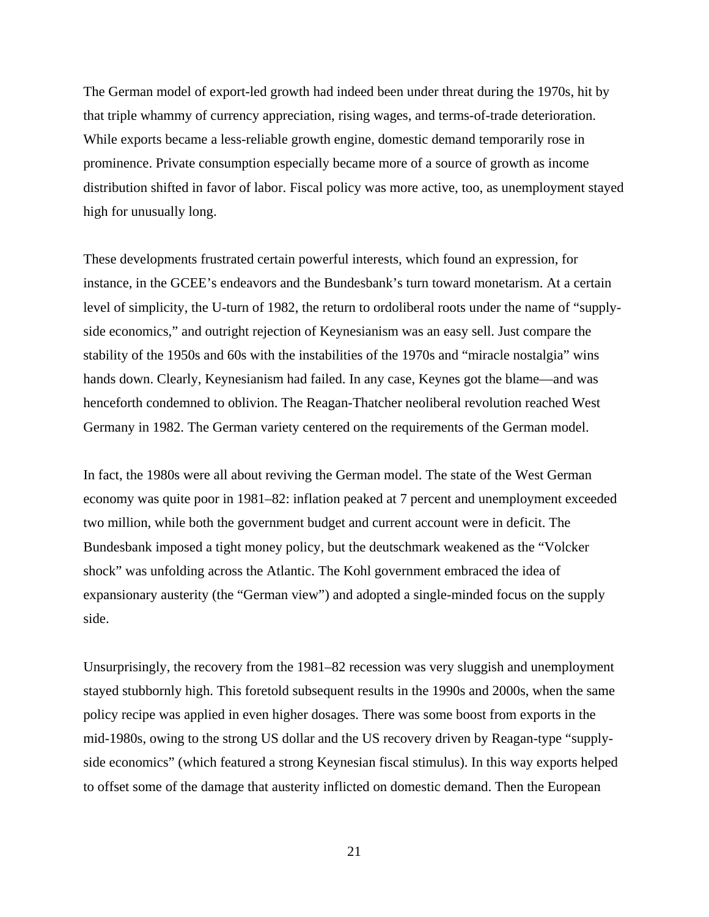The German model of export-led growth had indeed been under threat during the 1970s, hit by that triple whammy of currency appreciation, rising wages, and terms-of-trade deterioration. While exports became a less-reliable growth engine, domestic demand temporarily rose in prominence. Private consumption especially became more of a source of growth as income distribution shifted in favor of labor. Fiscal policy was more active, too, as unemployment stayed high for unusually long.

These developments frustrated certain powerful interests, which found an expression, for instance, in the GCEE's endeavors and the Bundesbank's turn toward monetarism. At a certain level of simplicity, the U-turn of 1982, the return to ordoliberal roots under the name of "supply-side economics," and outright rejection of Keynesianism was an easy sell. Just compare the stability of the 1950s and 60s with the instabilities of the 1970s and "miracle nostalgia" wins hands down. Clearly, Keynesianism had failed. In any case, Keynes got the blame—and was henceforth condemned to oblivion. The Reagan-Thatcher neoliberal revolution reached West Germany in 1982. The German variety centered on the requirements of the German model.

In fact, the 1980s were all about reviving the German model. The state of the West German economy was quite poor in 1981–82: inflation peaked at 7 percent and unemployment exceeded two million, while both the government budget and current account were in deficit. The Bundesbank imposed a tight money policy, but the deutschmark weakened as the "Volcker shock" was unfolding across the Atlantic. The Kohl government embraced the idea of expansionary austerity (the "German view") and adopted a single-minded focus on the supply side.

Unsurprisingly, the recovery from the 1981–82 recession was very sluggish and unemployment stayed stubbornly high. This foretold subsequent results in the 1990s and 2000s, when the same policy recipe was applied in even higher dosages. There was some boost from exports in the mid-1980s, owing to the strong US dollar and the US recovery driven by Reagan-type "supply-side economics" (which featured a strong Keynesian fiscal stimulus). In this way exports helped to offset some of the damage that austerity inflicted on domestic demand. Then the European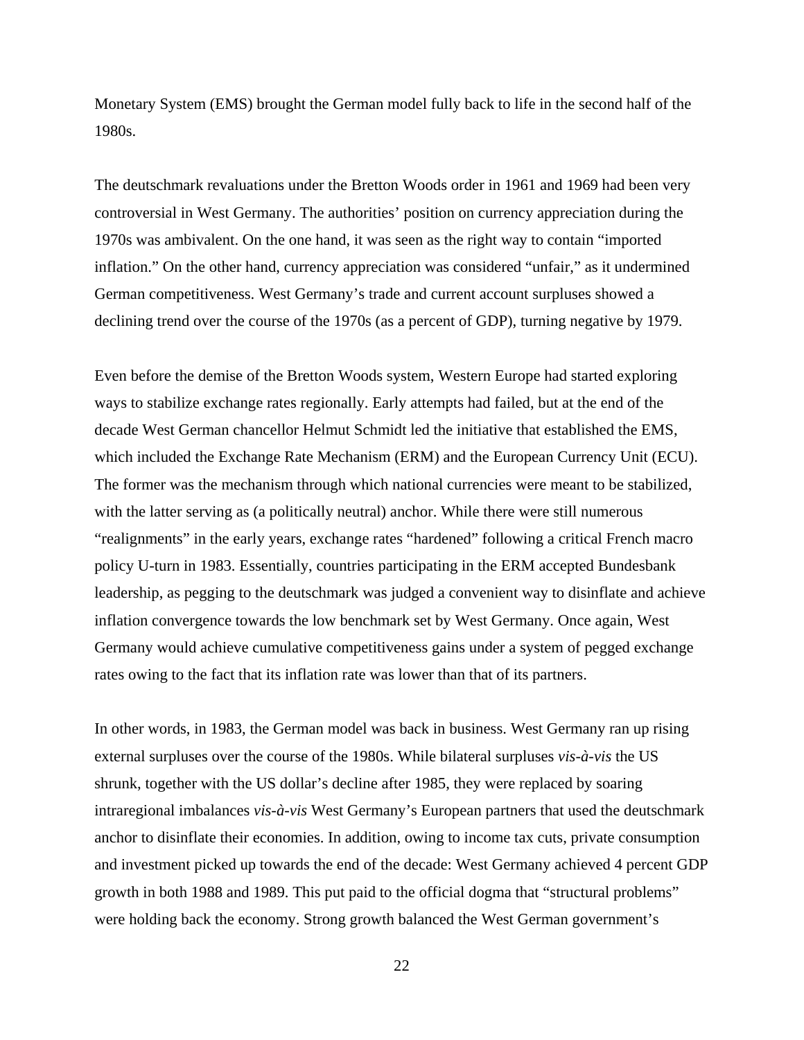Monetary System (EMS) brought the German model fully back to life in the second half of the 1980s.

The deutschmark revaluations under the Bretton Woods order in 1961 and 1969 had been very controversial in West Germany. The authorities' position on currency appreciation during the 1970s was ambivalent. On the one hand, it was seen as the right way to contain "imported inflation." On the other hand, currency appreciation was considered "unfair," as it undermined German competitiveness. West Germany's trade and current account surpluses showed a declining trend over the course of the 1970s (as a percent of GDP), turning negative by 1979.

Even before the demise of the Bretton Woods system, Western Europe had started exploring ways to stabilize exchange rates regionally. Early attempts had failed, but at the end of the decade West German chancellor Helmut Schmidt led the initiative that established the EMS, which included the Exchange Rate Mechanism (ERM) and the European Currency Unit (ECU). The former was the mechanism through which national currencies were meant to be stabilized, with the latter serving as (a politically neutral) anchor. While there were still numerous "realignments" in the early years, exchange rates "hardened" following a critical French macro policy U-turn in 1983. Essentially, countries participating in the ERM accepted Bundesbank leadership, as pegging to the deutschmark was judged a convenient way to disinflate and achieve inflation convergence towards the low benchmark set by West Germany. Once again, West Germany would achieve cumulative competitiveness gains under a system of pegged exchange rates owing to the fact that its inflation rate was lower than that of its partners.

In other words, in 1983, the German model was back in business. West Germany ran up rising external surpluses over the course of the 1980s. While bilateral surpluses *vis-à-vis* the US shrunk, together with the US dollar's decline after 1985, they were replaced by soaring intraregional imbalances *vis-à-vis* West Germany's European partners that used the deutschmark anchor to disinflate their economies. In addition, owing to income tax cuts, private consumption and investment picked up towards the end of the decade: West Germany achieved 4 percent GDP growth in both 1988 and 1989. This put paid to the official dogma that "structural problems" were holding back the economy. Strong growth balanced the West German government's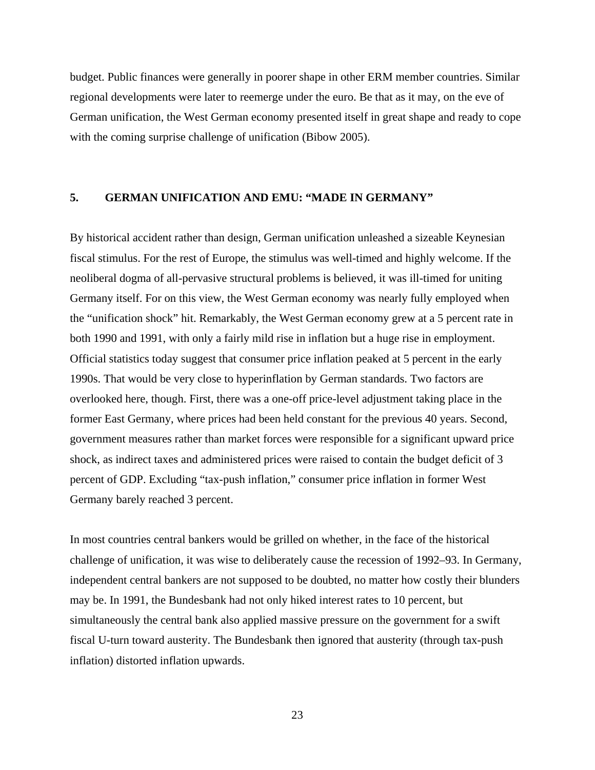budget. Public finances were generally in poorer shape in other ERM member countries. Similar regional developments were later to reemerge under the euro. Be that as it may, on the eve of German unification, the West German economy presented itself in great shape and ready to cope with the coming surprise challenge of unification (Bibow 2005).

## 5. GERMAN UNIFICATION AND EMU: "MADE IN GERMANY"

By historical accident rather than design, German unification unleashed a sizeable Keynesian fiscal stimulus. For the rest of Europe, the stimulus was well-timed and highly welcome. If the neoliberal dogma of all-pervasive structural problems is believed, it was ill-timed for uniting Germany itself. For on this view, the West German economy was nearly fully employed when the "unification shock" hit. Remarkably, the West German economy grew at a 5 percent rate in both 1990 and 1991, with only a fairly mild rise in inflation but a huge rise in employment. Official statistics today suggest that consumer price inflation peaked at 5 percent in the early 1990s. That would be very close to hyperinflation by German standards. Two factors are overlooked here, though. First, there was a one-off price-level adjustment taking place in the former East Germany, where prices had been held constant for the previous 40 years. Second, government measures rather than market forces were responsible for a significant upward price shock, as indirect taxes and administered prices were raised to contain the budget deficit of 3 percent of GDP. Excluding "tax-push inflation," consumer price inflation in former West Germany barely reached 3 percent.

In most countries central bankers would be grilled on whether, in the face of the historical challenge of unification, it was wise to deliberately cause the recession of 1992–93. In Germany, independent central bankers are not supposed to be doubted, no matter how costly their blunders may be. In 1991, the Bundesbank had not only hiked interest rates to 10 percent, but simultaneously the central bank also applied massive pressure on the government for a swift fiscal U-turn toward austerity. The Bundesbank then ignored that austerity (through tax-push inflation) distorted inflation upwards.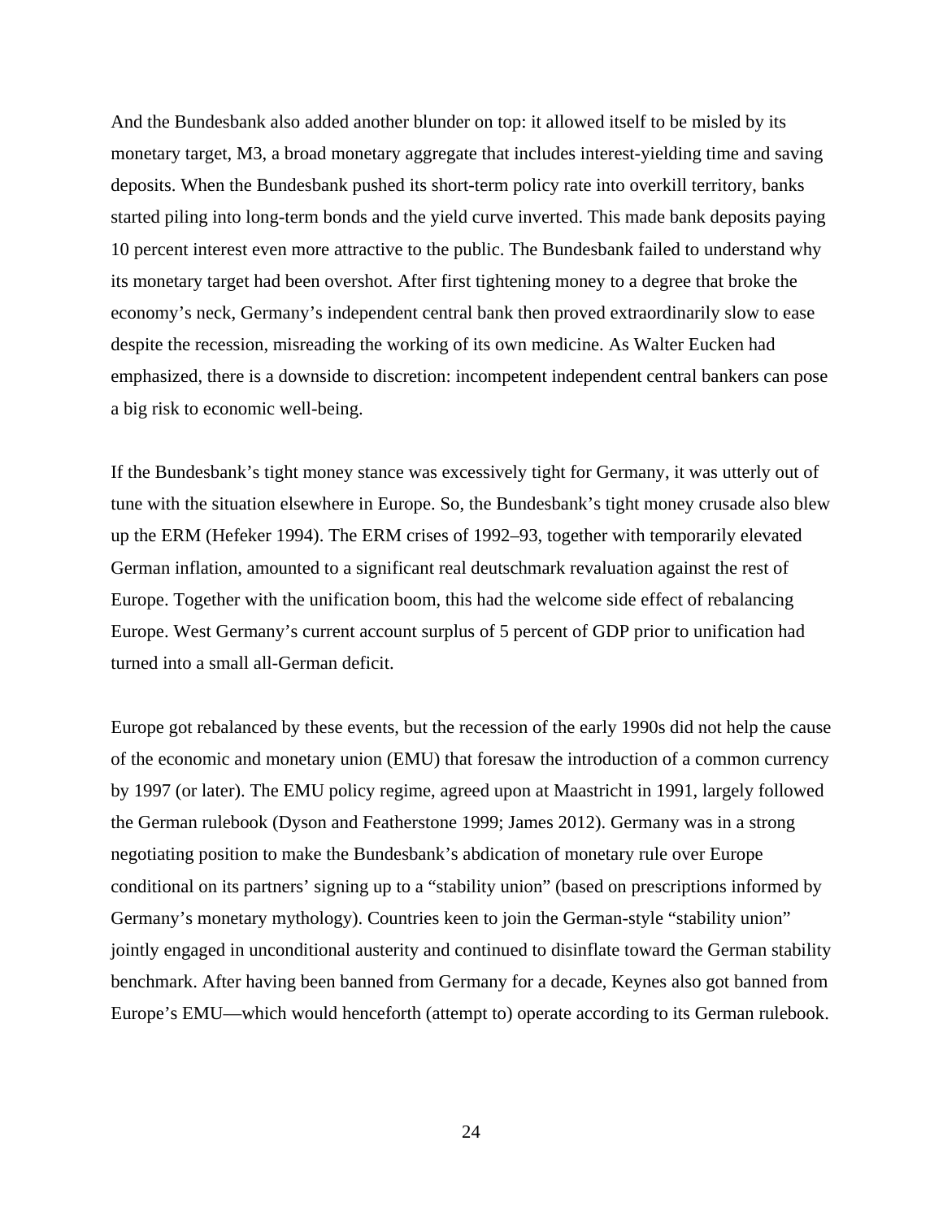And the Bundesbank also added another blunder on top: it allowed itself to be misled by its monetary target, M3, a broad monetary aggregate that includes interest-yielding time and saving deposits. When the Bundesbank pushed its short-term policy rate into overkill territory, banks started piling into long-term bonds and the yield curve inverted. This made bank deposits paying 10 percent interest even more attractive to the public. The Bundesbank failed to understand why its monetary target had been overshot. After first tightening money to a degree that broke the economy's neck, Germany's independent central bank then proved extraordinarily slow to ease despite the recession, misreading the working of its own medicine. As Walter Eucken had emphasized, there is a downside to discretion: incompetent independent central bankers can pose a big risk to economic well-being.

If the Bundesbank's tight money stance was excessively tight for Germany, it was utterly out of tune with the situation elsewhere in Europe. So, the Bundesbank's tight money crusade also blew up the ERM (Hefeker 1994). The ERM crises of 1992–93, together with temporarily elevated German inflation, amounted to a significant real deutschmark revaluation against the rest of Europe. Together with the unification boom, this had the welcome side effect of rebalancing Europe. West Germany's current account surplus of 5 percent of GDP prior to unification had turned into a small all-German deficit.

Europe got rebalanced by these events, but the recession of the early 1990s did not help the cause of the economic and monetary union (EMU) that foresaw the introduction of a common currency by 1997 (or later). The EMU policy regime, agreed upon at Maastricht in 1991, largely followed the German rulebook (Dyson and Featherstone 1999; James 2012). Germany was in a strong negotiating position to make the Bundesbank's abdication of monetary rule over Europe conditional on its partners' signing up to a "stability union" (based on prescriptions informed by Germany's monetary mythology). Countries keen to join the German-style "stability union" jointly engaged in unconditional austerity and continued to disinflate toward the German stability benchmark. After having been banned from Germany for a decade, Keynes also got banned from Europe's EMU—which would henceforth (attempt to) operate according to its German rulebook.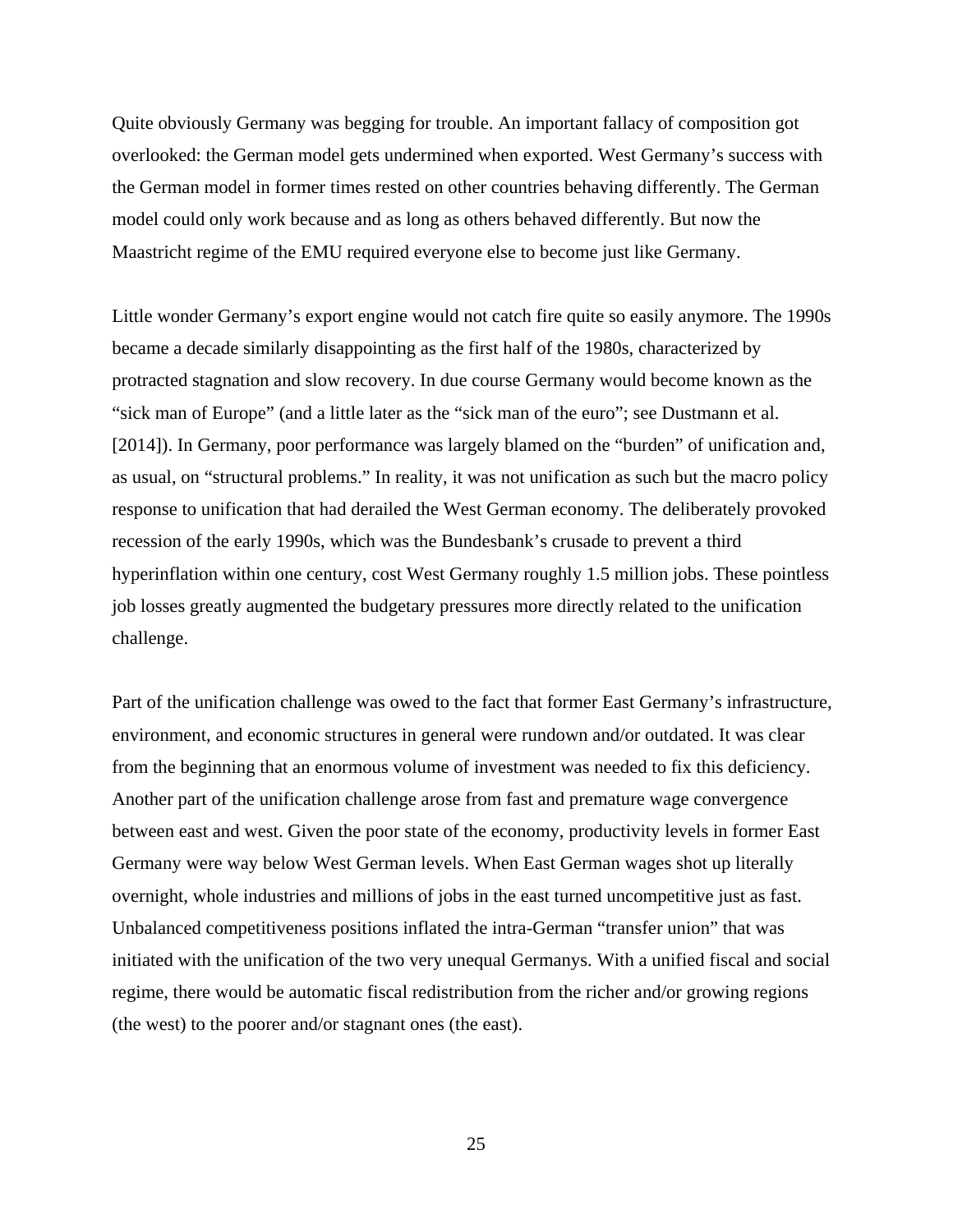Quite obviously Germany was begging for trouble. An important fallacy of composition got overlooked: the German model gets undermined when exported. West Germany's success with the German model in former times rested on other countries behaving differently. The German model could only work because and as long as others behaved differently. But now the Maastricht regime of the EMU required everyone else to become just like Germany.

Little wonder Germany's export engine would not catch fire quite so easily anymore. The 1990s became a decade similarly disappointing as the first half of the 1980s, characterized by protracted stagnation and slow recovery. In due course Germany would become known as the "sick man of Europe" (and a little later as the "sick man of the euro"; see Dustmann et al. [2014]). In Germany, poor performance was largely blamed on the "burden" of unification and, as usual, on "structural problems." In reality, it was not unification as such but the macro policy response to unification that had derailed the West German economy. The deliberately provoked recession of the early 1990s, which was the Bundesbank's crusade to prevent a third hyperinflation within one century, cost West Germany roughly 1.5 million jobs. These pointless job losses greatly augmented the budgetary pressures more directly related to the unification challenge.

Part of the unification challenge was owed to the fact that former East Germany's infrastructure, environment, and economic structures in general were rundown and/or outdated. It was clear from the beginning that an enormous volume of investment was needed to fix this deficiency. Another part of the unification challenge arose from fast and premature wage convergence between east and west. Given the poor state of the economy, productivity levels in former East Germany were way below West German levels. When East German wages shot up literally overnight, whole industries and millions of jobs in the east turned uncompetitive just as fast. Unbalanced competitiveness positions inflated the intra-German "transfer union" that was initiated with the unification of the two very unequal Germanys. With a unified fiscal and social regime, there would be automatic fiscal redistribution from the richer and/or growing regions (the west) to the poorer and/or stagnant ones (the east).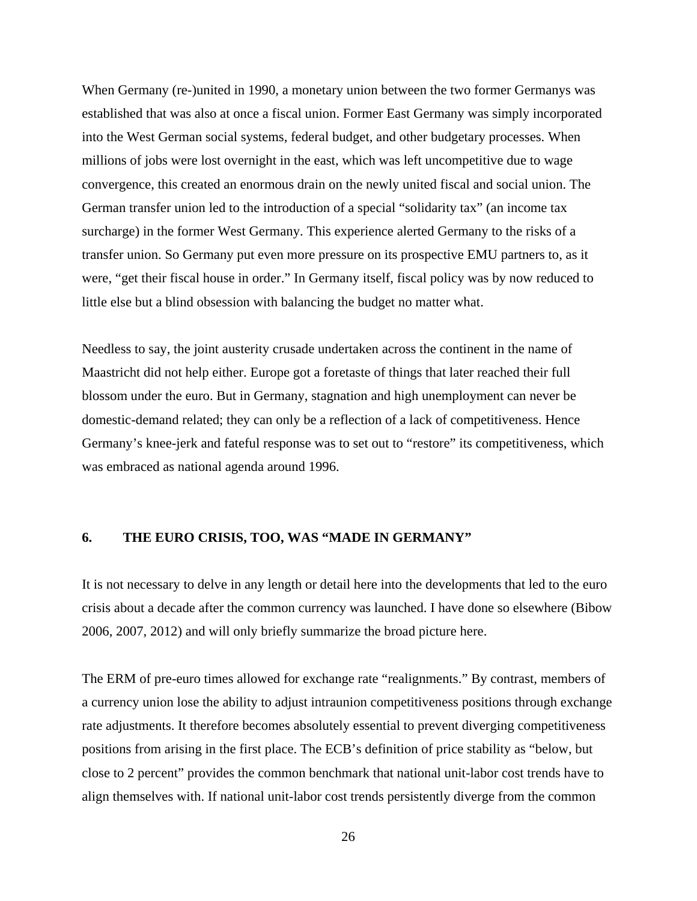When Germany (re-)united in 1990, a monetary union between the two former Germanys was established that was also at once a fiscal union. Former East Germany was simply incorporated into the West German social systems, federal budget, and other budgetary processes. When millions of jobs were lost overnight in the east, which was left uncompetitive due to wage convergence, this created an enormous drain on the newly united fiscal and social union. The German transfer union led to the introduction of a special "solidarity tax" (an income tax surcharge) in the former West Germany. This experience alerted Germany to the risks of a transfer union. So Germany put even more pressure on its prospective EMU partners to, as it were, "get their fiscal house in order." In Germany itself, fiscal policy was by now reduced to little else but a blind obsession with balancing the budget no matter what.

Needless to say, the joint austerity crusade undertaken across the continent in the name of Maastricht did not help either. Europe got a foretaste of things that later reached their full blossom under the euro. But in Germany, stagnation and high unemployment can never be domestic-demand related; they can only be a reflection of a lack of competitiveness. Hence Germany's knee-jerk and fateful response was to set out to "restore" its competitiveness, which was embraced as national agenda around 1996.

## 6. THE EURO CRISIS, TOO, WAS "MADE IN GERMANY"

It is not necessary to delve in any length or detail here into the developments that led to the euro crisis about a decade after the common currency was launched. I have done so elsewhere (Bibow 2006, 2007, 2012) and will only briefly summarize the broad picture here.

The ERM of pre-euro times allowed for exchange rate "realignments." By contrast, members of a currency union lose the ability to adjust intraunion competitiveness positions through exchange rate adjustments. It therefore becomes absolutely essential to prevent diverging competitiveness positions from arising in the first place. The ECB's definition of price stability as "below, but close to 2 percent" provides the common benchmark that national unit-labor cost trends have to align themselves with. If national unit-labor cost trends persistently diverge from the common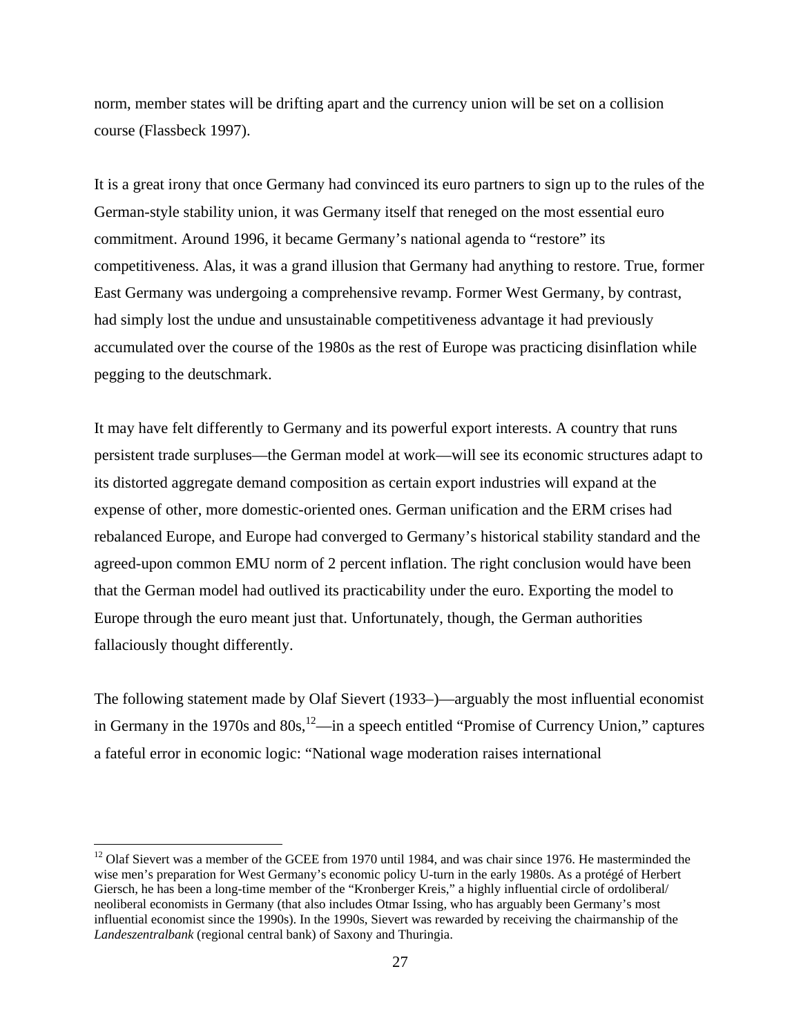norm, member states will be drifting apart and the currency union will be set on a collision course (Flassbeck 1997).

It is a great irony that once Germany had convinced its euro partners to sign up to the rules of the German-style stability union, it was Germany itself that reneged on the most essential euro commitment. Around 1996, it became Germany's national agenda to "restore" its competitiveness. Alas, it was a grand illusion that Germany had anything to restore. True, former East Germany was undergoing a comprehensive revamp. Former West Germany, by contrast, had simply lost the undue and unsustainable competitiveness advantage it had previously accumulated over the course of the 1980s as the rest of Europe was practicing disinflation while pegging to the deutschmark.

It may have felt differently to Germany and its powerful export interests. A country that runs persistent trade surpluses—the German model at work—will see its economic structures adapt to its distorted aggregate demand composition as certain export industries will expand at the expense of other, more domestic-oriented ones. German unification and the ERM crises had rebalanced Europe, and Europe had converged to Germany's historical stability standard and the agreed-upon common EMU norm of 2 percent inflation. The right conclusion would have been that the German model had outlived its practicability under the euro. Exporting the model to Europe through the euro meant just that. Unfortunately, though, the German authorities fallaciously thought differently.

The following statement made by Olaf Sievert (1933–)—arguably the most influential economist in Germany in the 1970s and 80s,[12]—in a speech entitled "Promise of Currency Union," captures a fateful error in economic logic: "National wage moderation raises international

[12] Olaf Sievert was a member of the GCEE from 1970 until 1984, and was chair since 1976. He masterminded the wise men's preparation for West Germany's economic policy U-turn in the early 1980s. As a protégé of Herbert Giersch, he has been a long-time member of the "Kronberger Kreis," a highly influential circle of ordoliberal/ neoliberal economists in Germany (that also includes Otmar Issing, who has arguably been Germany's most influential economist since the 1990s). In the 1990s, Sievert was rewarded by receiving the chairmanship of the *Landeszentralbank* (regional central bank) of Saxony and Thuringia.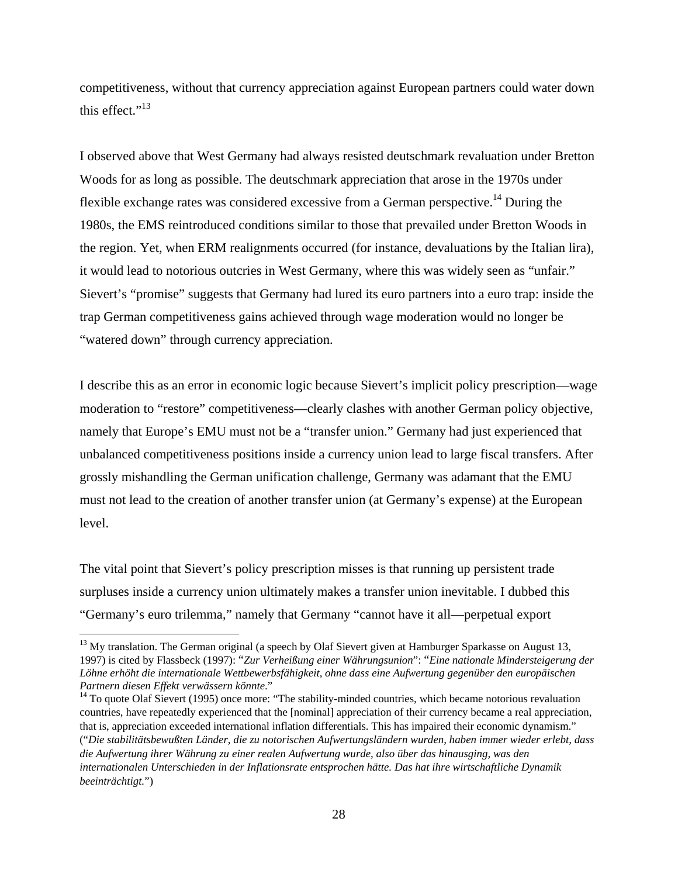competitiveness, without that currency appreciation against European partners could water down this effect."[13]

I observed above that West Germany had always resisted deutschmark revaluation under Bretton Woods for as long as possible. The deutschmark appreciation that arose in the 1970s under flexible exchange rates was considered excessive from a German perspective.[14] During the 1980s, the EMS reintroduced conditions similar to those that prevailed under Bretton Woods in the region. Yet, when ERM realignments occurred (for instance, devaluations by the Italian lira), it would lead to notorious outcries in West Germany, where this was widely seen as "unfair." Sievert's "promise" suggests that Germany had lured its euro partners into a euro trap: inside the trap German competitiveness gains achieved through wage moderation would no longer be "watered down" through currency appreciation.

I describe this as an error in economic logic because Sievert's implicit policy prescription—wage moderation to "restore" competitiveness—clearly clashes with another German policy objective, namely that Europe's EMU must not be a "transfer union." Germany had just experienced that unbalanced competitiveness positions inside a currency union lead to large fiscal transfers. After grossly mishandling the German unification challenge, Germany was adamant that the EMU must not lead to the creation of another transfer union (at Germany's expense) at the European level.

The vital point that Sievert's policy prescription misses is that running up persistent trade surpluses inside a currency union ultimately makes a transfer union inevitable. I dubbed this "Germany's euro trilemma," namely that Germany "cannot have it all—perpetual export

---

[13] My translation. The German original (a speech by Olaf Sievert given at Hamburger Sparkasse on August 13, 1997) is cited by Flassbeck (1997): "*Zur Verheißung einer Währungsunion*": "*Eine nationale Mindersteigerung der Löhne erhöht die internationale Wettbewerbsfähigkeit, ohne dass eine Aufwertung gegenüber den europäischen Partnern diesen Effekt verwässern könnte*."

[14] To quote Olaf Sievert (1995) once more: "The stability-minded countries, which became notorious revaluation countries, have repeatedly experienced that the [nominal] appreciation of their currency became a real appreciation, that is, appreciation exceeded international inflation differentials. This has impaired their economic dynamism." ("*Die stabilitätsbewußten Länder, die zu notorischen Aufwertungsländern wurden, haben immer wieder erlebt, dass die Aufwertung ihrer Währung zu einer realen Aufwertung wurde, also über das hinausging, was den internationalen Unterschieden in der Inflationsrate entsprochen hätte. Das hat ihre wirtschaftliche Dynamik beeinträchtigt.*")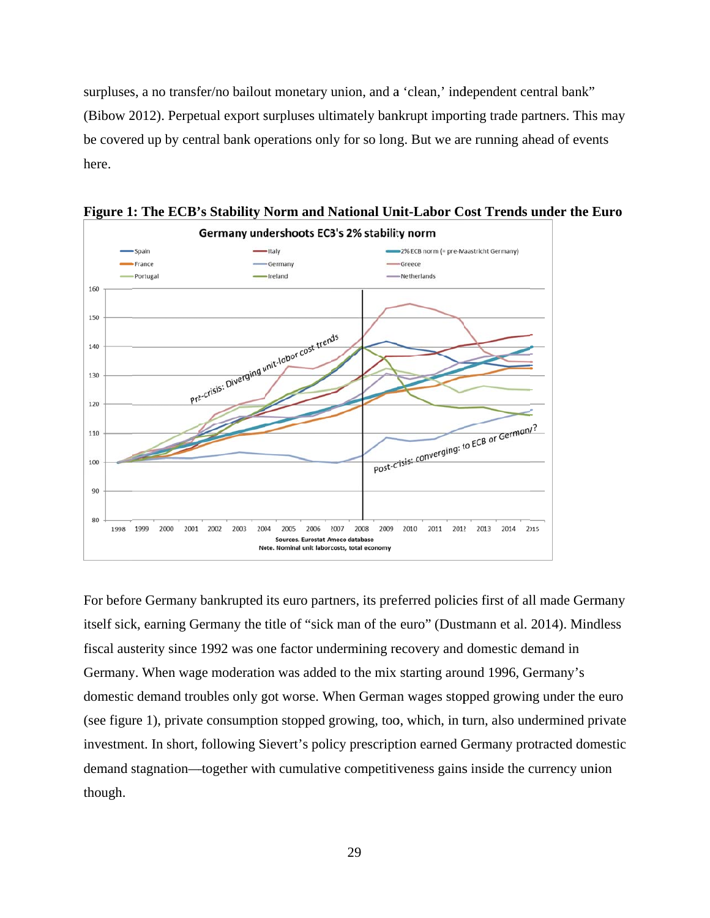surpluses, a no transfer/no bailout monetary union, and a 'clean,' independent central bank" (Bibow 2012). Perpetual export surpluses ultimately bankrupt importing trade partners. This may be covered up by central bank operations only for so long. But we are running ahead of events here.

**Figure 1: The ECB's Stability Norm and National Unit-Labor Cost Trends under the Euro**

For before Germany bankrupted its euro partners, its preferred policies first of all made Germany itself sick, earning Germany the title of "sick man of the euro" (Dustmann et al. 2014). Mindless fiscal austerity since 1992 was one factor undermining recovery and domestic demand in Germany. When wage moderation was added to the mix starting around 1996, Germany's domestic demand troubles only got worse. When German wages stopped growing under the euro (see figure 1), private consumption stopped growing, too, which, in turn, also undermined private investment. In short, following Sievert's policy prescription earned Germany protracted domestic demand stagnation—together with cumulative competitiveness gains inside the currency union though.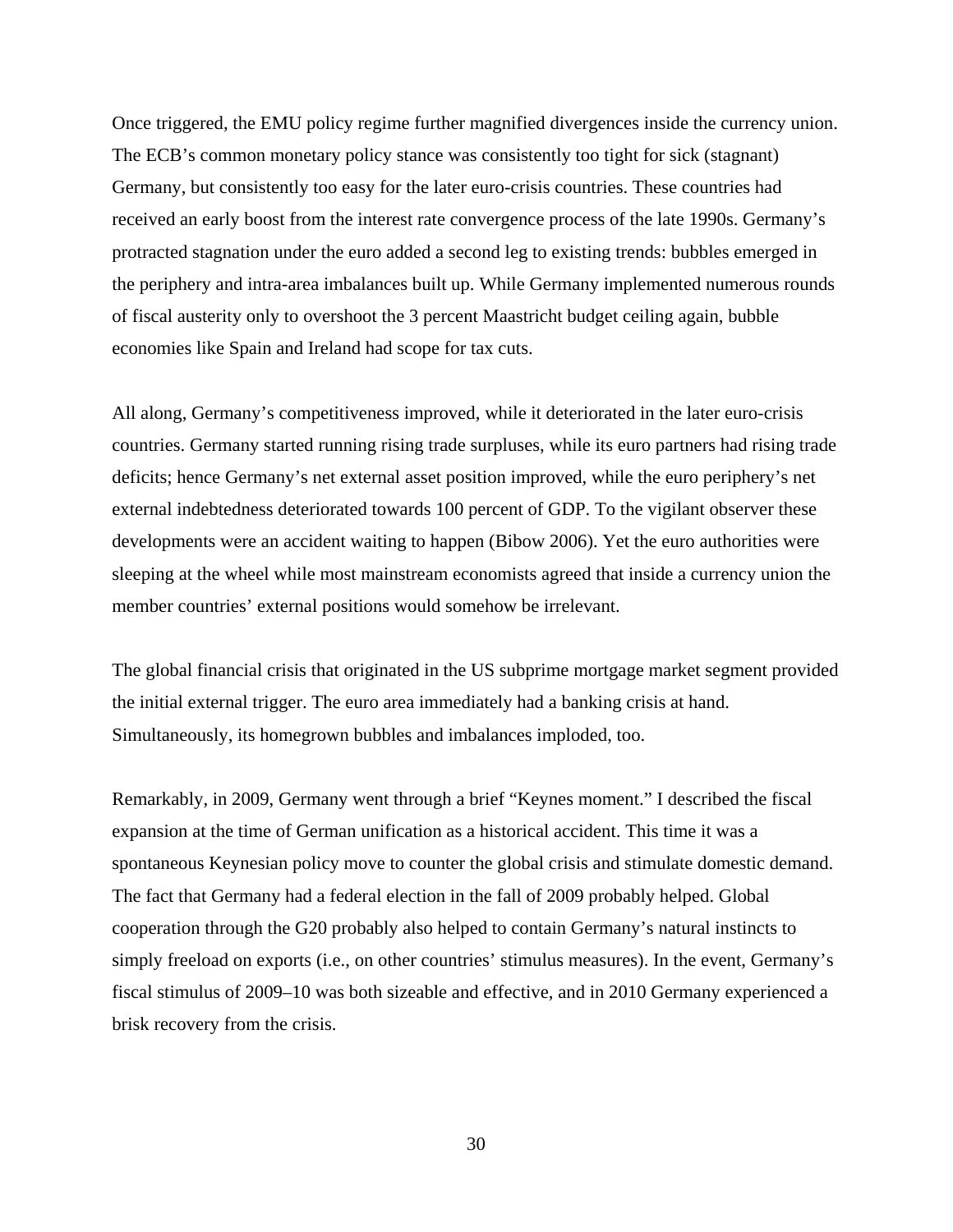Once triggered, the EMU policy regime further magnified divergences inside the currency union. The ECB's common monetary policy stance was consistently too tight for sick (stagnant) Germany, but consistently too easy for the later euro-crisis countries. These countries had received an early boost from the interest rate convergence process of the late 1990s. Germany's protracted stagnation under the euro added a second leg to existing trends: bubbles emerged in the periphery and intra-area imbalances built up. While Germany implemented numerous rounds of fiscal austerity only to overshoot the 3 percent Maastricht budget ceiling again, bubble economies like Spain and Ireland had scope for tax cuts.

All along, Germany's competitiveness improved, while it deteriorated in the later euro-crisis countries. Germany started running rising trade surpluses, while its euro partners had rising trade deficits; hence Germany's net external asset position improved, while the euro periphery's net external indebtedness deteriorated towards 100 percent of GDP. To the vigilant observer these developments were an accident waiting to happen (Bibow 2006). Yet the euro authorities were sleeping at the wheel while most mainstream economists agreed that inside a currency union the member countries' external positions would somehow be irrelevant.

The global financial crisis that originated in the US subprime mortgage market segment provided the initial external trigger. The euro area immediately had a banking crisis at hand. Simultaneously, its homegrown bubbles and imbalances imploded, too.

Remarkably, in 2009, Germany went through a brief "Keynes moment." I described the fiscal expansion at the time of German unification as a historical accident. This time it was a spontaneous Keynesian policy move to counter the global crisis and stimulate domestic demand. The fact that Germany had a federal election in the fall of 2009 probably helped. Global cooperation through the G20 probably also helped to contain Germany's natural instincts to simply freeload on exports (i.e., on other countries' stimulus measures). In the event, Germany's fiscal stimulus of 2009–10 was both sizeable and effective, and in 2010 Germany experienced a brisk recovery from the crisis.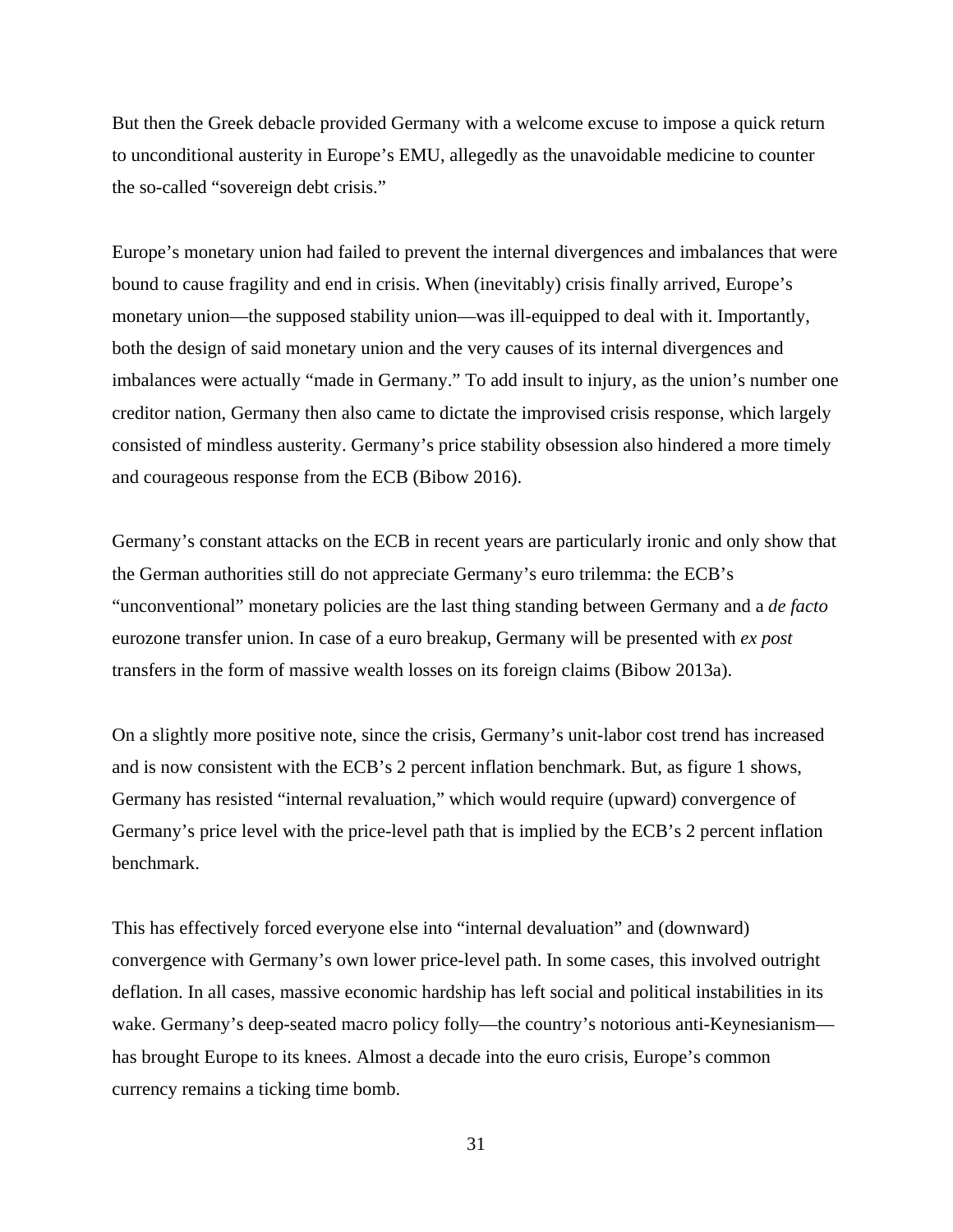But then the Greek debacle provided Germany with a welcome excuse to impose a quick return to unconditional austerity in Europe's EMU, allegedly as the unavoidable medicine to counter the so-called "sovereign debt crisis."

Europe's monetary union had failed to prevent the internal divergences and imbalances that were bound to cause fragility and end in crisis. When (inevitably) crisis finally arrived, Europe's monetary union—the supposed stability union—was ill-equipped to deal with it. Importantly, both the design of said monetary union and the very causes of its internal divergences and imbalances were actually "made in Germany." To add insult to injury, as the union's number one creditor nation, Germany then also came to dictate the improvised crisis response, which largely consisted of mindless austerity. Germany's price stability obsession also hindered a more timely and courageous response from the ECB (Bibow 2016).

Germany's constant attacks on the ECB in recent years are particularly ironic and only show that the German authorities still do not appreciate Germany's euro trilemma: the ECB's "unconventional" monetary policies are the last thing standing between Germany and a *de facto* eurozone transfer union. In case of a euro breakup, Germany will be presented with *ex post* transfers in the form of massive wealth losses on its foreign claims (Bibow 2013a).

On a slightly more positive note, since the crisis, Germany's unit-labor cost trend has increased and is now consistent with the ECB's 2 percent inflation benchmark. But, as figure 1 shows, Germany has resisted "internal revaluation," which would require (upward) convergence of Germany's price level with the price-level path that is implied by the ECB's 2 percent inflation benchmark.

This has effectively forced everyone else into "internal devaluation" and (downward) convergence with Germany's own lower price-level path. In some cases, this involved outright deflation. In all cases, massive economic hardship has left social and political instabilities in its wake. Germany's deep-seated macro policy folly—the country's notorious anti-Keynesianism—has brought Europe to its knees. Almost a decade into the euro crisis, Europe's common currency remains a ticking time bomb.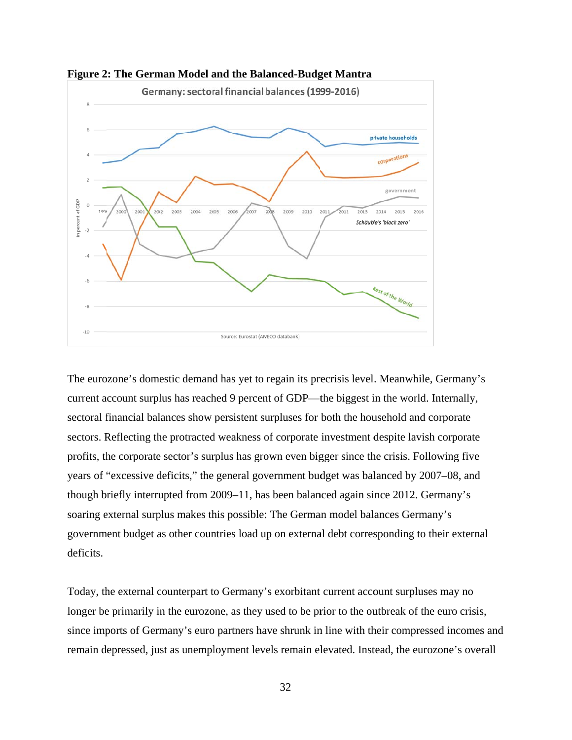**Figure 2: The German Model and the Balanced-Budget Mantra**

The eurozone's domestic demand has yet to regain its precrisis level. Meanwhile, Germany's current account surplus has reached 9 percent of GDP—the biggest in the world. Internally, sectoral financial balances show persistent surpluses for both the household and corporate sectors. Reflecting the protracted weakness of corporate investment despite lavish corporate profits, the corporate sector's surplus has grown even bigger since the crisis. Following five years of "excessive deficits," the general government budget was balanced by 2007–08, and though briefly interrupted from 2009–11, has been balanced again since 2012. Germany's soaring external surplus makes this possible: The German model balances Germany's government budget as other countries load up on external debt corresponding to their external deficits.

Today, the external counterpart to Germany's exorbitant current account surpluses may no longer be primarily in the eurozone, as they used to be prior to the outbreak of the euro crisis, since imports of Germany's euro partners have shrunk in line with their compressed incomes and remain depressed, just as unemployment levels remain elevated. Instead, the eurozone's overall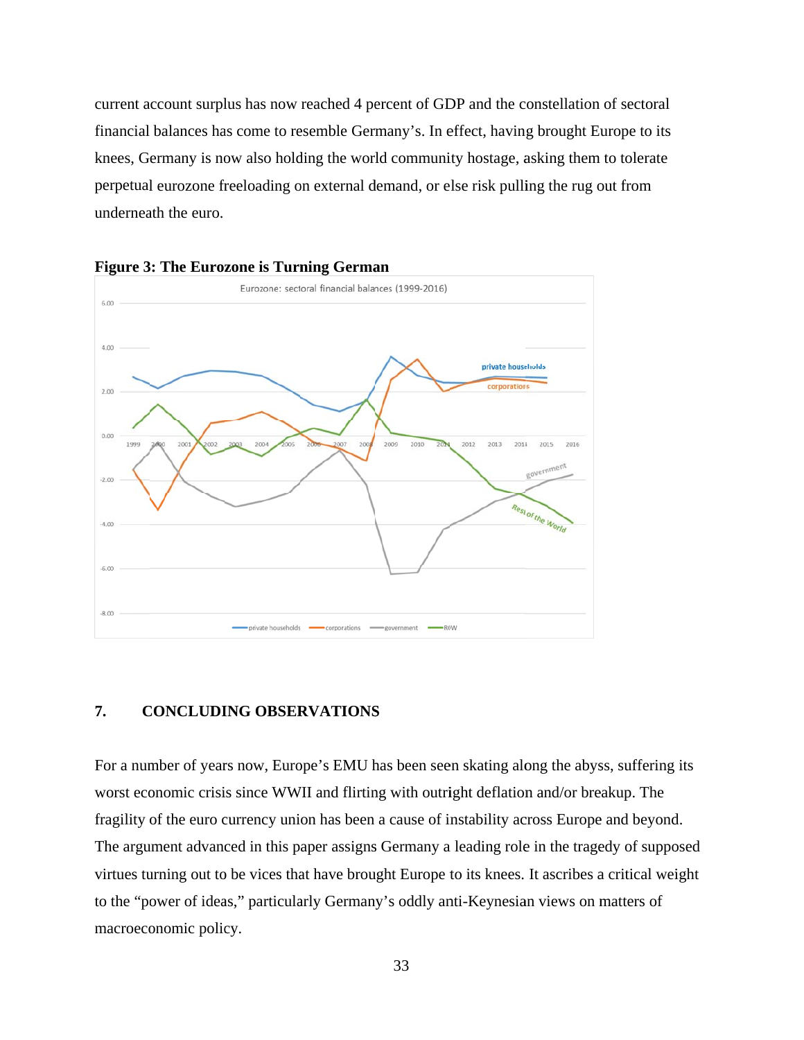current account surplus has now reached 4 percent of GDP and the constellation of sectoral financial balances has come to resemble Germany's. In effect, having brought Europe to its knees, Germany is now also holding the world community hostage, asking them to tolerate perpetual eurozone freeloading on external demand, or else risk pulling the rug out from underneath the euro.

**Figure 3: The Eurozone is Turning German**

## 7. CONCLUDING OBSERVATIONS

For a number of years now, Europe's EMU has been seen skating along the abyss, suffering its worst economic crisis since WWII and flirting with outright deflation and/or breakup. The fragility of the euro currency union has been a cause of instability across Europe and beyond. The argument advanced in this paper assigns Germany a leading role in the tragedy of supposed virtues turning out to be vices that have brought Europe to its knees. It ascribes a critical weight to the "power of ideas," particularly Germany's oddly anti-Keynesian views on matters of macroeconomic policy.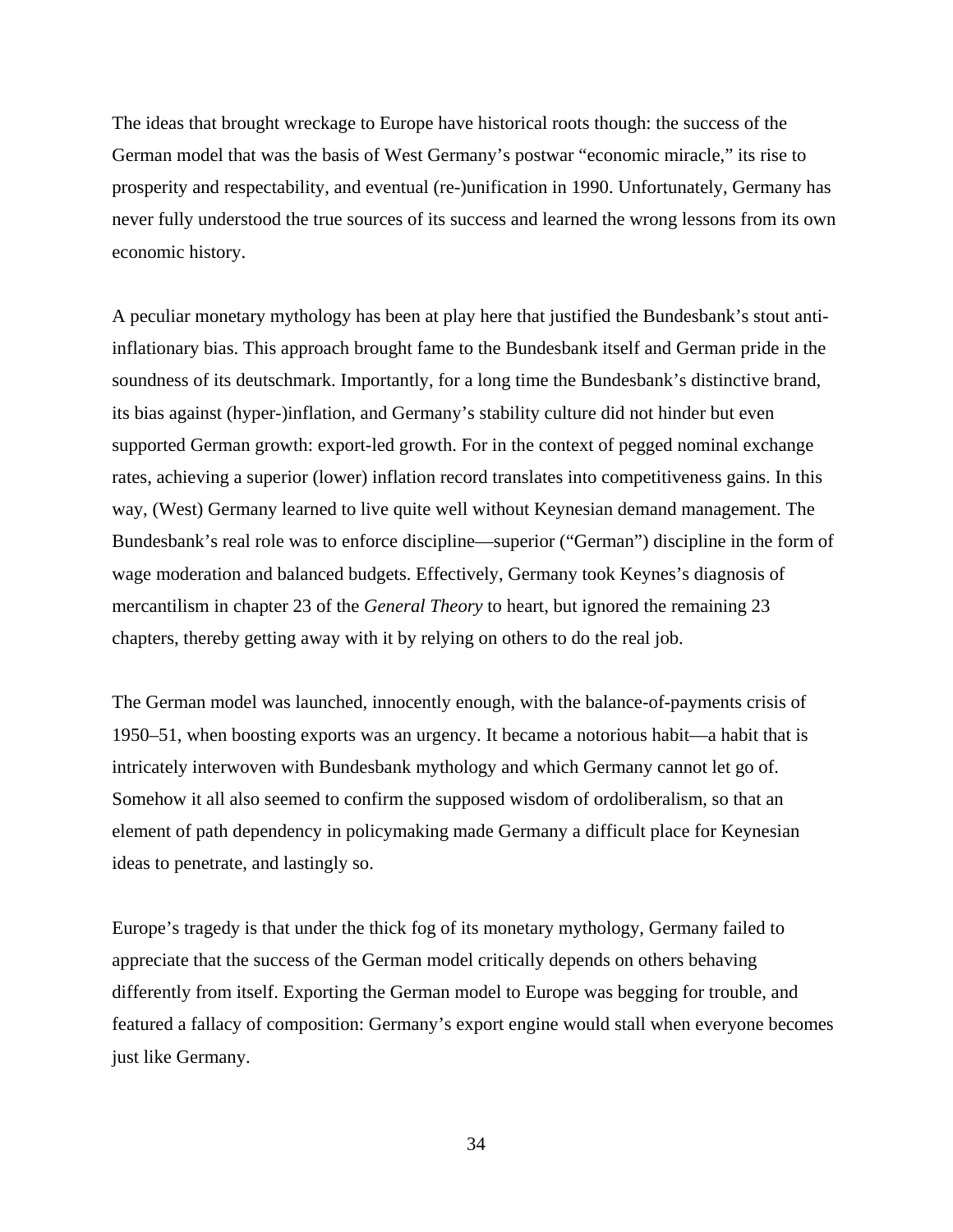The ideas that brought wreckage to Europe have historical roots though: the success of the German model that was the basis of West Germany's postwar "economic miracle," its rise to prosperity and respectability, and eventual (re-)unification in 1990. Unfortunately, Germany has never fully understood the true sources of its success and learned the wrong lessons from its own economic history.

A peculiar monetary mythology has been at play here that justified the Bundesbank's stout anti-inflationary bias. This approach brought fame to the Bundesbank itself and German pride in the soundness of its deutschmark. Importantly, for a long time the Bundesbank's distinctive brand, its bias against (hyper-)inflation, and Germany's stability culture did not hinder but even supported German growth: export-led growth. For in the context of pegged nominal exchange rates, achieving a superior (lower) inflation record translates into competitiveness gains. In this way, (West) Germany learned to live quite well without Keynesian demand management. The Bundesbank's real role was to enforce discipline—superior ("German") discipline in the form of wage moderation and balanced budgets. Effectively, Germany took Keynes's diagnosis of mercantilism in chapter 23 of the *General Theory* to heart, but ignored the remaining 23 chapters, thereby getting away with it by relying on others to do the real job.

The German model was launched, innocently enough, with the balance-of-payments crisis of 1950–51, when boosting exports was an urgency. It became a notorious habit—a habit that is intricately interwoven with Bundesbank mythology and which Germany cannot let go of. Somehow it all also seemed to confirm the supposed wisdom of ordoliberalism, so that an element of path dependency in policymaking made Germany a difficult place for Keynesian ideas to penetrate, and lastingly so.

Europe's tragedy is that under the thick fog of its monetary mythology, Germany failed to appreciate that the success of the German model critically depends on others behaving differently from itself. Exporting the German model to Europe was begging for trouble, and featured a fallacy of composition: Germany's export engine would stall when everyone becomes just like Germany.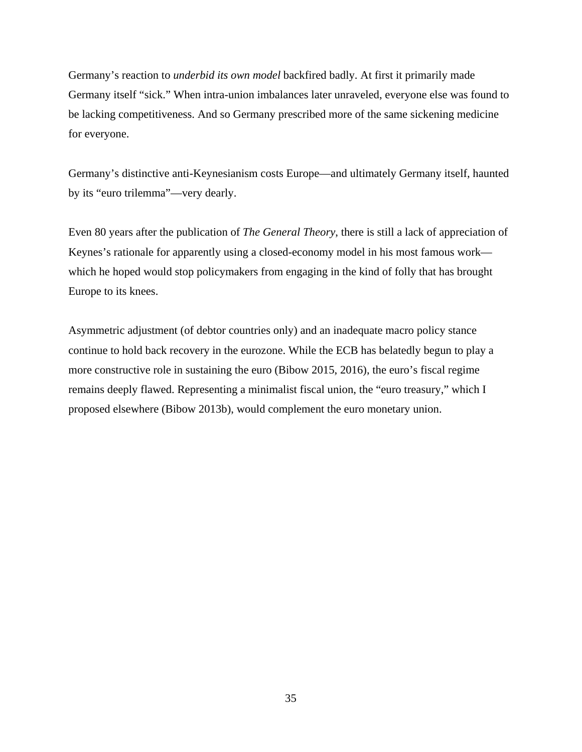Germany's reaction to *underbid its own model* backfired badly. At first it primarily made Germany itself "sick." When intra-union imbalances later unraveled, everyone else was found to be lacking competitiveness. And so Germany prescribed more of the same sickening medicine for everyone.

Germany's distinctive anti-Keynesianism costs Europe—and ultimately Germany itself, haunted by its "euro trilemma"—very dearly.

Even 80 years after the publication of *The General Theory*, there is still a lack of appreciation of Keynes's rationale for apparently using a closed-economy model in his most famous work—which he hoped would stop policymakers from engaging in the kind of folly that has brought Europe to its knees.

Asymmetric adjustment (of debtor countries only) and an inadequate macro policy stance continue to hold back recovery in the eurozone. While the ECB has belatedly begun to play a more constructive role in sustaining the euro (Bibow 2015, 2016), the euro's fiscal regime remains deeply flawed. Representing a minimalist fiscal union, the "euro treasury," which I proposed elsewhere (Bibow 2013b), would complement the euro monetary union.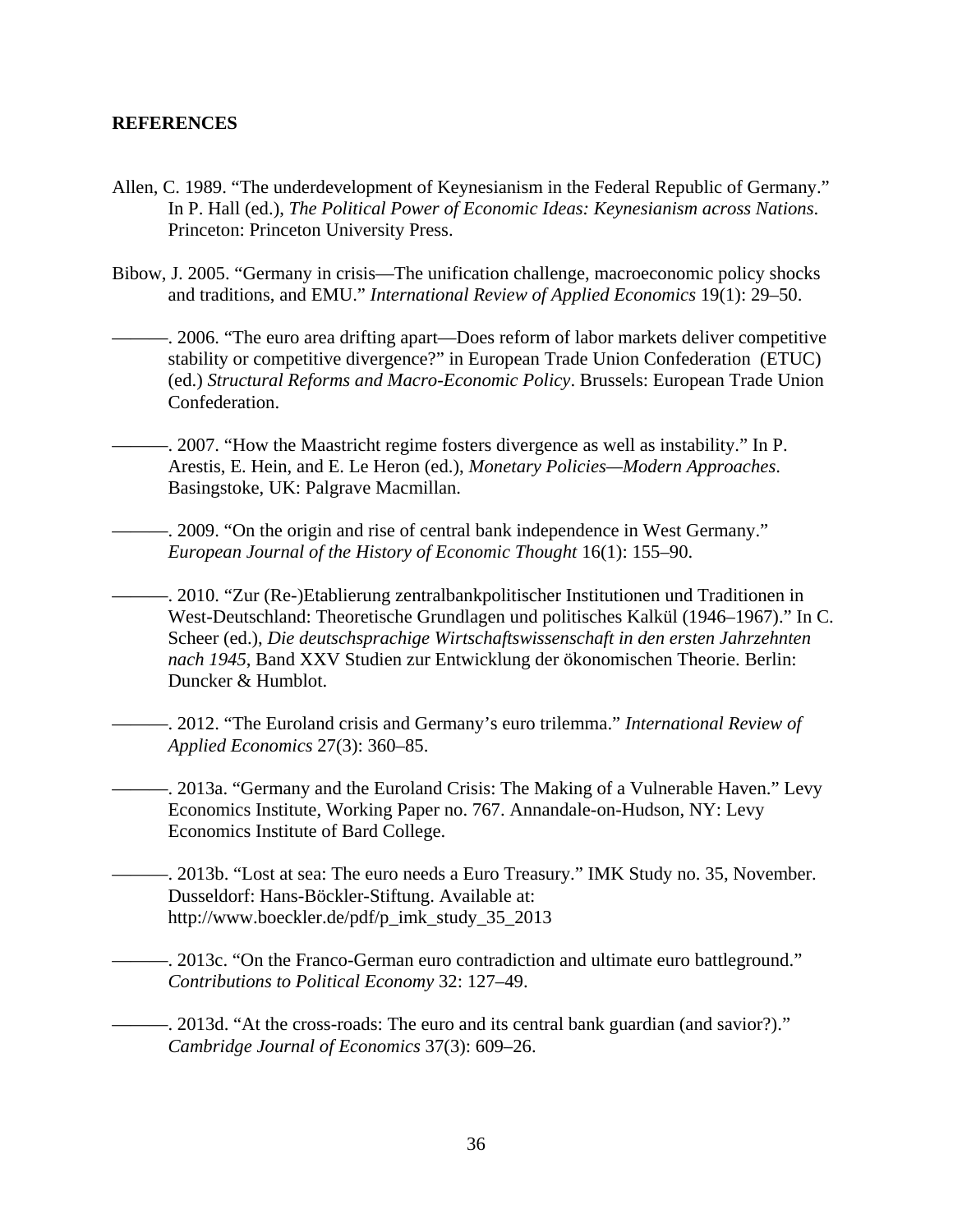## REFERENCES

Allen, C. 1989. "The underdevelopment of Keynesianism in the Federal Republic of Germany." In P. Hall (ed.), *The Political Power of Economic Ideas: Keynesianism across Nations*. Princeton: Princeton University Press.

Bibow, J. 2005. "Germany in crisis—The unification challenge, macroeconomic policy shocks and traditions, and EMU." *International Review of Applied Economics* 19(1): 29–50.

———. 2006. "The euro area drifting apart—Does reform of labor markets deliver competitive stability or competitive divergence?" in European Trade Union Confederation (ETUC) (ed.) *Structural Reforms and Macro-Economic Policy*. Brussels: European Trade Union Confederation.

———. 2007. "How the Maastricht regime fosters divergence as well as instability." In P. Arestis, E. Hein, and E. Le Heron (ed.), *Monetary Policies—Modern Approaches*. Basingstoke, UK: Palgrave Macmillan.

———. 2009. "On the origin and rise of central bank independence in West Germany." *European Journal of the History of Economic Thought* 16(1): 155–90.

———. 2010. "Zur (Re-)Etablierung zentralbankpolitischer Institutionen und Traditionen in West-Deutschland: Theoretische Grundlagen und politisches Kalkül (1946–1967)." In C. Scheer (ed.), *Die deutschsprachige Wirtschaftswissenschaft in den ersten Jahrzehnten nach 1945*, Band XXV Studien zur Entwicklung der ökonomischen Theorie. Berlin: Duncker & Humblot.

———. 2012. "The Euroland crisis and Germany's euro trilemma." *International Review of Applied Economics* 27(3): 360–85.

———. 2013a. "Germany and the Euroland Crisis: The Making of a Vulnerable Haven." Levy Economics Institute, Working Paper no. 767. Annandale-on-Hudson, NY: Levy Economics Institute of Bard College.

———. 2013b. "Lost at sea: The euro needs a Euro Treasury." IMK Study no. 35, November. Dusseldorf: Hans-Böckler-Stiftung. Available at: http://www.boeckler.de/pdf/p_imk_study_35_2013

———. 2013c. "On the Franco-German euro contradiction and ultimate euro battleground." *Contributions to Political Economy* 32: 127–49.

———. 2013d. "At the cross-roads: The euro and its central bank guardian (and savior?)." *Cambridge Journal of Economics* 37(3): 609–26.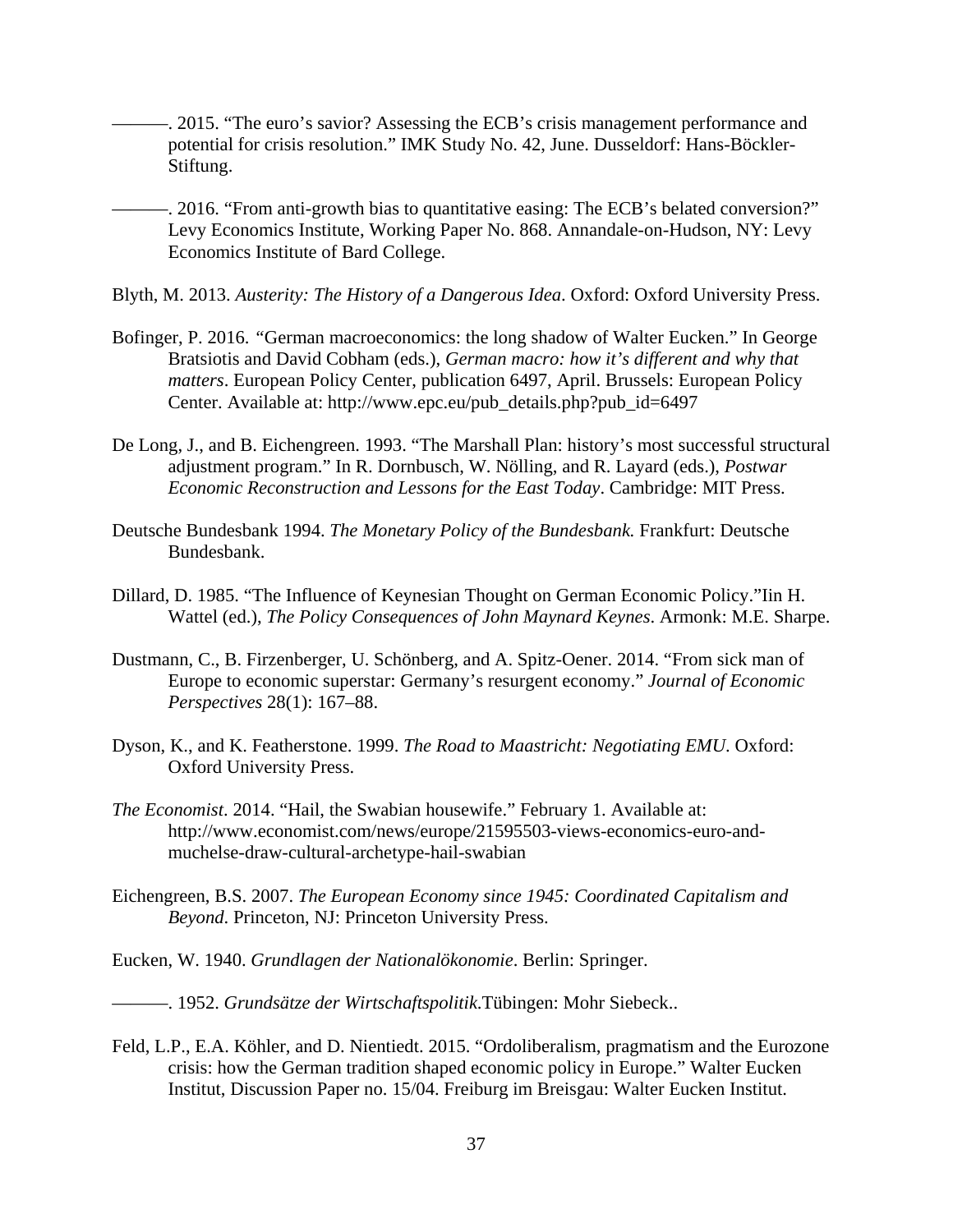———. 2015. “The euro’s savior? Assessing the ECB’s crisis management performance and potential for crisis resolution.” IMK Study No. 42, June. Dusseldorf: Hans-Böckler-Stiftung.

———. 2016. “From anti-growth bias to quantitative easing: The ECB’s belated conversion?” Levy Economics Institute, Working Paper No. 868. Annandale-on-Hudson, NY: Levy Economics Institute of Bard College.

Blyth, M. 2013. *Austerity: The History of a Dangerous Idea*. Oxford: Oxford University Press.

Bofinger, P. 2016. “German macroeconomics: the long shadow of Walter Eucken.” In George Bratsiotis and David Cobham (eds.), *German macro: how it’s different and why that matters*. European Policy Center, publication 6497, April. Brussels: European Policy Center. Available at: http://www.epc.eu/pub_details.php?pub_id=6497

De Long, J., and B. Eichengreen. 1993. “The Marshall Plan: history’s most successful structural adjustment program.” In R. Dornbusch, W. Nölling, and R. Layard (eds.), *Postwar Economic Reconstruction and Lessons for the East Today*. Cambridge: MIT Press.

Deutsche Bundesbank 1994. *The Monetary Policy of the Bundesbank.* Frankfurt: Deutsche Bundesbank.

Dillard, D. 1985. “The Influence of Keynesian Thought on German Economic Policy.”Iin H. Wattel (ed.), *The Policy Consequences of John Maynard Keynes*. Armonk: M.E. Sharpe.

Dustmann, C., B. Firzenberger, U. Schönberg, and A. Spitz-Oener. 2014. “From sick man of Europe to economic superstar: Germany’s resurgent economy.” *Journal of Economic Perspectives* 28(1): 167–88.

Dyson, K., and K. Featherstone. 1999. *The Road to Maastricht: Negotiating EMU*. Oxford: Oxford University Press.

*The Economist*. 2014. “Hail, the Swabian housewife.” February 1. Available at: http://www.economist.com/news/europe/21595503-views-economics-euro-and-muchelse-draw-cultural-archetype-hail-swabian

Eichengreen, B.S. 2007. *The European Economy since 1945: Coordinated Capitalism and Beyond*. Princeton, NJ: Princeton University Press.

Eucken, W. 1940. *Grundlagen der Nationalökonomie*. Berlin: Springer.

———. 1952. *Grundsätze der Wirtschaftspolitik*.Tübingen: Mohr Siebeck..

Feld, L.P., E.A. Köhler, and D. Nientiedt. 2015. “Ordoliberalism, pragmatism and the Eurozone crisis: how the German tradition shaped economic policy in Europe.” Walter Eucken Institut, Discussion Paper no. 15/04. Freiburg im Breisgau: Walter Eucken Institut.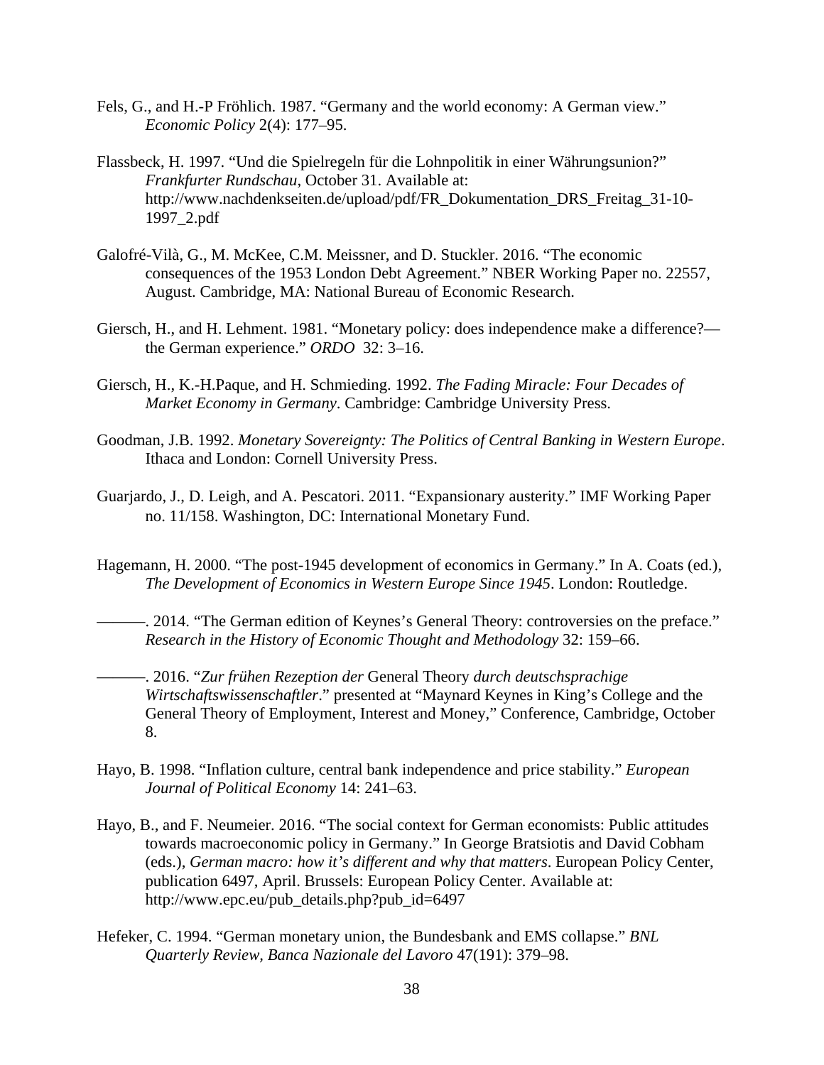Fels, G., and H.-P Fröhlich. 1987. "Germany and the world economy: A German view." *Economic Policy* 2(4): 177–95.

Flassbeck, H. 1997. "Und die Spielregeln für die Lohnpolitik in einer Währungsunion?" *Frankfurter Rundschau*, October 31. Available at: http://www.nachdenkseiten.de/upload/pdf/FR_Dokumentation_DRS_Freitag_31-10-1997_2.pdf

Galofré-Vilà, G., M. McKee, C.M. Meissner, and D. Stuckler. 2016. "The economic consequences of the 1953 London Debt Agreement." NBER Working Paper no. 22557, August. Cambridge, MA: National Bureau of Economic Research.

Giersch, H., and H. Lehment. 1981. "Monetary policy: does independence make a difference?—the German experience." *ORDO* 32: 3–16.

Giersch, H., K.-H.Paque, and H. Schmieding. 1992. *The Fading Miracle: Four Decades of Market Economy in Germany*. Cambridge: Cambridge University Press.

Goodman, J.B. 1992. *Monetary Sovereignty: The Politics of Central Banking in Western Europe*. Ithaca and London: Cornell University Press.

Guarjardo, J., D. Leigh, and A. Pescatori. 2011. "Expansionary austerity." IMF Working Paper no. 11/158. Washington, DC: International Monetary Fund.

Hagemann, H. 2000. "The post-1945 development of economics in Germany." In A. Coats (ed.), *The Development of Economics in Western Europe Since 1945*. London: Routledge.

———. 2014. "The German edition of Keynes's General Theory: controversies on the preface." *Research in the History of Economic Thought and Methodology* 32: 159–66.

———. 2016. "*Zur frühen Rezeption der* General Theory *durch deutschsprachige Wirtschaftswissenschaftler*." presented at "Maynard Keynes in King's College and the General Theory of Employment, Interest and Money," Conference, Cambridge, October 8.

Hayo, B. 1998. "Inflation culture, central bank independence and price stability." *European Journal of Political Economy* 14: 241–63.

Hayo, B., and F. Neumeier. 2016. "The social context for German economists: Public attitudes towards macroeconomic policy in Germany." In George Bratsiotis and David Cobham (eds.), *German macro: how it's different and why that matters*. European Policy Center, publication 6497, April. Brussels: European Policy Center. Available at: http://www.epc.eu/pub_details.php?pub_id=6497

Hefeker, C. 1994. "German monetary union, the Bundesbank and EMS collapse." *BNL Quarterly Review, Banca Nazionale del Lavoro* 47(191): 379–98.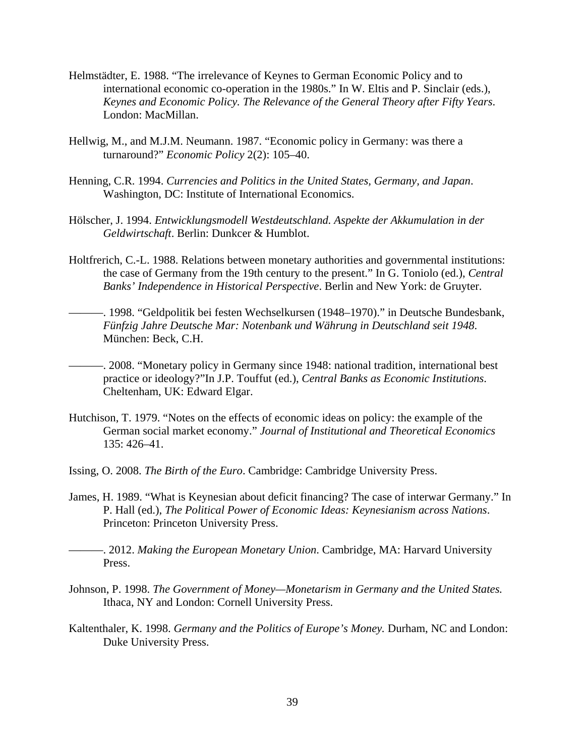Helmstädter, E. 1988. “The irrelevance of Keynes to German Economic Policy and to international economic co-operation in the 1980s.” In W. Eltis and P. Sinclair (eds.), *Keynes and Economic Policy. The Relevance of the General Theory after Fifty Years*. London: MacMillan.

Hellwig, M., and M.J.M. Neumann. 1987. “Economic policy in Germany: was there a turnaround?” *Economic Policy* 2(2): 105–40.

Henning, C.R. 1994. *Currencies and Politics in the United States, Germany, and Japan*. Washington, DC: Institute of International Economics.

Hölscher, J. 1994. *Entwicklungsmodell Westdeutschland. Aspekte der Akkumulation in der Geldwirtschaft*. Berlin: Dunkcer & Humblot.

Holtfrerich, C.-L. 1988. Relations between monetary authorities and governmental institutions: the case of Germany from the 19th century to the present.” In G. Toniolo (ed.), *Central Banks’ Independence in Historical Perspective*. Berlin and New York: de Gruyter.

———. 1998. “Geldpolitik bei festen Wechselkursen (1948–1970).” in Deutsche Bundesbank, *Fünfzig Jahre Deutsche Mar: Notenbank und Währung in Deutschland seit 1948*. München: Beck, C.H.

———. 2008. “Monetary policy in Germany since 1948: national tradition, international best practice or ideology?”In J.P. Touffut (ed.), *Central Banks as Economic Institutions*. Cheltenham, UK: Edward Elgar.

Hutchison, T. 1979. “Notes on the effects of economic ideas on policy: the example of the German social market economy.” *Journal of Institutional and Theoretical Economics* 135: 426–41.

Issing, O. 2008. *The Birth of the Euro*. Cambridge: Cambridge University Press.

James, H. 1989. “What is Keynesian about deficit financing? The case of interwar Germany.” In P. Hall (ed.), *The Political Power of Economic Ideas: Keynesianism across Nations*. Princeton: Princeton University Press.

———. 2012. *Making the European Monetary Union*. Cambridge, MA: Harvard University Press.

Johnson, P. 1998. *The Government of Money—Monetarism in Germany and the United States.* Ithaca, NY and London: Cornell University Press.

Kaltenthaler, K. 1998. *Germany and the Politics of Europe’s Money.* Durham, NC and London: Duke University Press.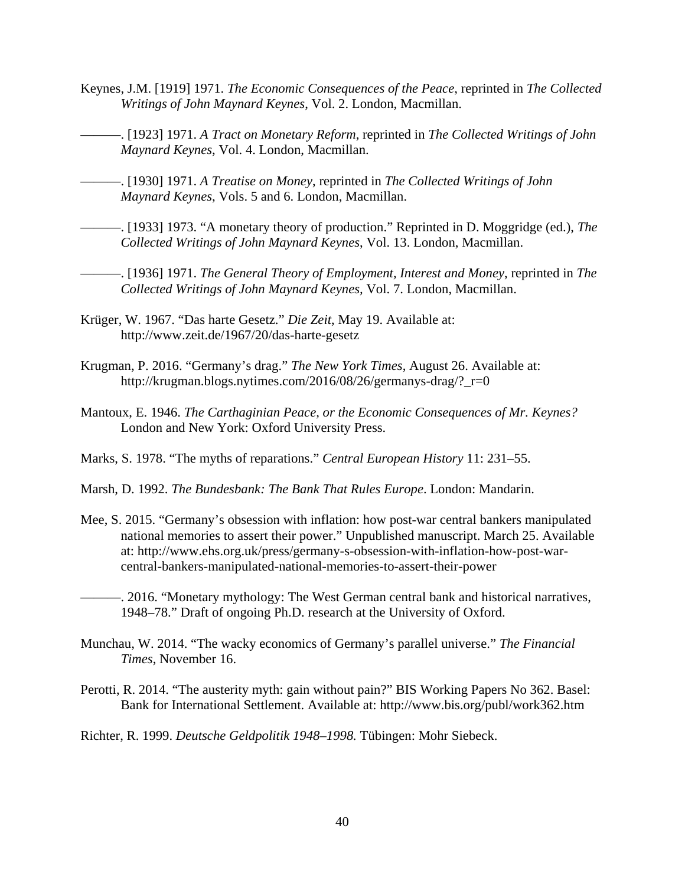Keynes, J.M. [1919] 1971. *The Economic Consequences of the Peace*, reprinted in *The Collected Writings of John Maynard Keynes*, Vol. 2. London, Macmillan.

———. [1923] 1971. *A Tract on Monetary Reform*, reprinted in *The Collected Writings of John Maynard Keynes*, Vol. 4. London, Macmillan.

———. [1930] 1971. *A Treatise on Money*, reprinted in *The Collected Writings of John Maynard Keynes*, Vols. 5 and 6. London, Macmillan.

———. [1933] 1973. "A monetary theory of production." Reprinted in D. Moggridge (ed.), *The Collected Writings of John Maynard Keynes*, Vol. 13. London, Macmillan.

———. [1936] 1971. *The General Theory of Employment, Interest and Money*, reprinted in *The Collected Writings of John Maynard Keynes*, Vol. 7. London, Macmillan.

Krüger, W. 1967. "Das harte Gesetz." *Die Zeit*, May 19. Available at: http://www.zeit.de/1967/20/das-harte-gesetz

Krugman, P. 2016. "Germany's drag." *The New York Times*, August 26. Available at: http://krugman.blogs.nytimes.com/2016/08/26/germanys-drag/?_r=0

Mantoux, E. 1946. *The Carthaginian Peace, or the Economic Consequences of Mr. Keynes?* London and New York: Oxford University Press.

Marks, S. 1978. "The myths of reparations." *Central European History* 11: 231–55.

Marsh, D. 1992. *The Bundesbank: The Bank That Rules Europe*. London: Mandarin.

Mee, S. 2015. "Germany's obsession with inflation: how post-war central bankers manipulated national memories to assert their power." Unpublished manuscript. March 25. Available at: http://www.ehs.org.uk/press/germany-s-obsession-with-inflation-how-post-war-central-bankers-manipulated-national-memories-to-assert-their-power

———. 2016. "Monetary mythology: The West German central bank and historical narratives, 1948–78." Draft of ongoing Ph.D. research at the University of Oxford.

Munchau, W. 2014. "The wacky economics of Germany's parallel universe." *The Financial Times*, November 16.

Perotti, R. 2014. "The austerity myth: gain without pain?" BIS Working Papers No 362. Basel: Bank for International Settlement. Available at: http://www.bis.org/publ/work362.htm

Richter, R. 1999. *Deutsche Geldpolitik 1948–1998.* Tübingen: Mohr Siebeck.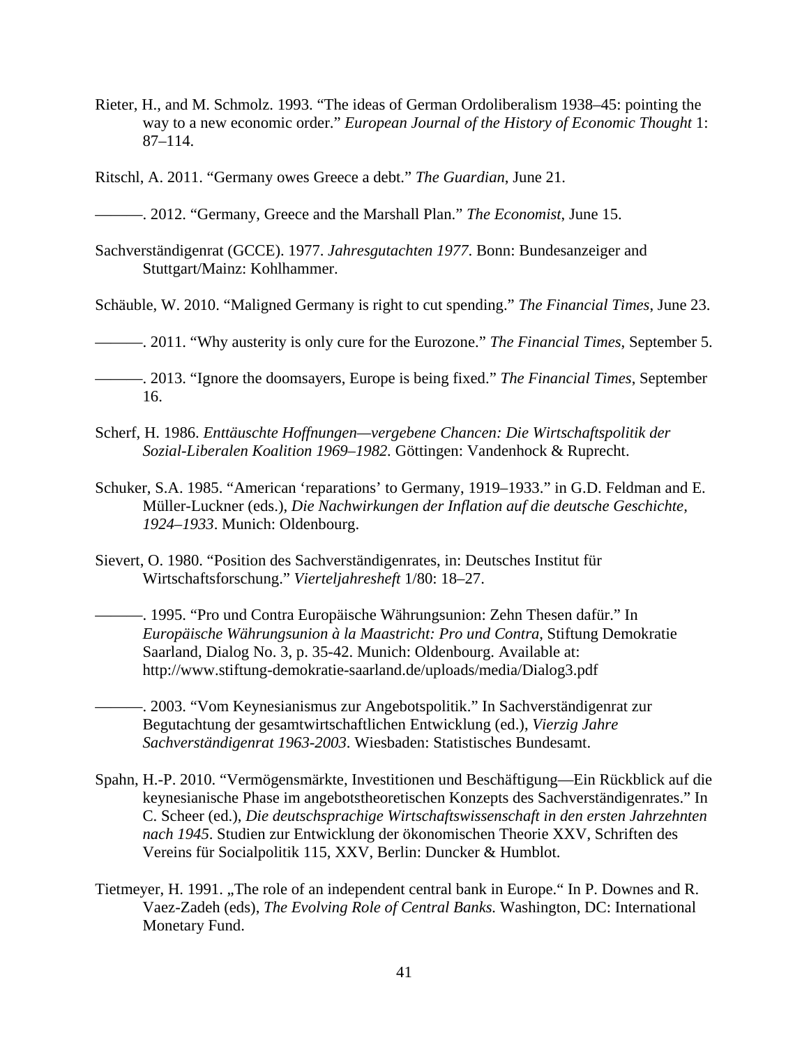Rieter, H., and M. Schmolz. 1993. "The ideas of German Ordoliberalism 1938–45: pointing the way to a new economic order." *European Journal of the History of Economic Thought* 1: 87–114.

Ritschl, A. 2011. "Germany owes Greece a debt." *The Guardian*, June 21.

———. 2012. "Germany, Greece and the Marshall Plan." *The Economist*, June 15.

Sachverständigenrat (GCCE). 1977. *Jahresgutachten 1977*. Bonn: Bundesanzeiger and Stuttgart/Mainz: Kohlhammer.

Schäuble, W. 2010. "Maligned Germany is right to cut spending." *The Financial Times*, June 23.

———. 2011. "Why austerity is only cure for the Eurozone." *The Financial Times*, September 5.

———. 2013. "Ignore the doomsayers, Europe is being fixed." *The Financial Times*, September 16.

Scherf, H. 1986. *Enttäuschte Hoffnungen—vergebene Chancen: Die Wirtschaftspolitik der Sozial-Liberalen Koalition 1969–1982*. Göttingen: Vandenhock & Ruprecht.

Schuker, S.A. 1985. "American 'reparations' to Germany, 1919–1933." in G.D. Feldman and E. Müller-Luckner (eds.), *Die Nachwirkungen der Inflation auf die deutsche Geschichte, 1924–1933*. Munich: Oldenbourg.

Sievert, O. 1980. "Position des Sachverständigenrates, in: Deutsches Institut für Wirtschaftsforschung." *Vierteljahresheft* 1/80: 18–27.

———. 1995. "Pro und Contra Europäische Währungsunion: Zehn Thesen dafür." In *Europäische Währungsunion à la Maastricht: Pro und Contra*, Stiftung Demokratie Saarland, Dialog No. 3, p. 35-42. Munich: Oldenbourg. Available at: http://www.stiftung-demokratie-saarland.de/uploads/media/Dialog3.pdf

———. 2003. "Vom Keynesianismus zur Angebotspolitik." In Sachverständigenrat zur Begutachtung der gesamtwirtschaftlichen Entwicklung (ed.), *Vierzig Jahre Sachverständigenrat 1963-2003*. Wiesbaden: Statistisches Bundesamt.

Spahn, H.-P. 2010. "Vermögensmärkte, Investitionen und Beschäftigung—Ein Rückblick auf die keynesianische Phase im angebotstheoretischen Konzepts des Sachverständigenrates." In C. Scheer (ed.), *Die deutschsprachige Wirtschaftswissenschaft in den ersten Jahrzehnten nach 1945*. Studien zur Entwicklung der ökonomischen Theorie XXV, Schriften des Vereins für Socialpolitik 115, XXV, Berlin: Duncker & Humblot.

Tietmeyer, H. 1991. „The role of an independent central bank in Europe." In P. Downes and R. Vaez-Zadeh (eds), *The Evolving Role of Central Banks*. Washington, DC: International Monetary Fund.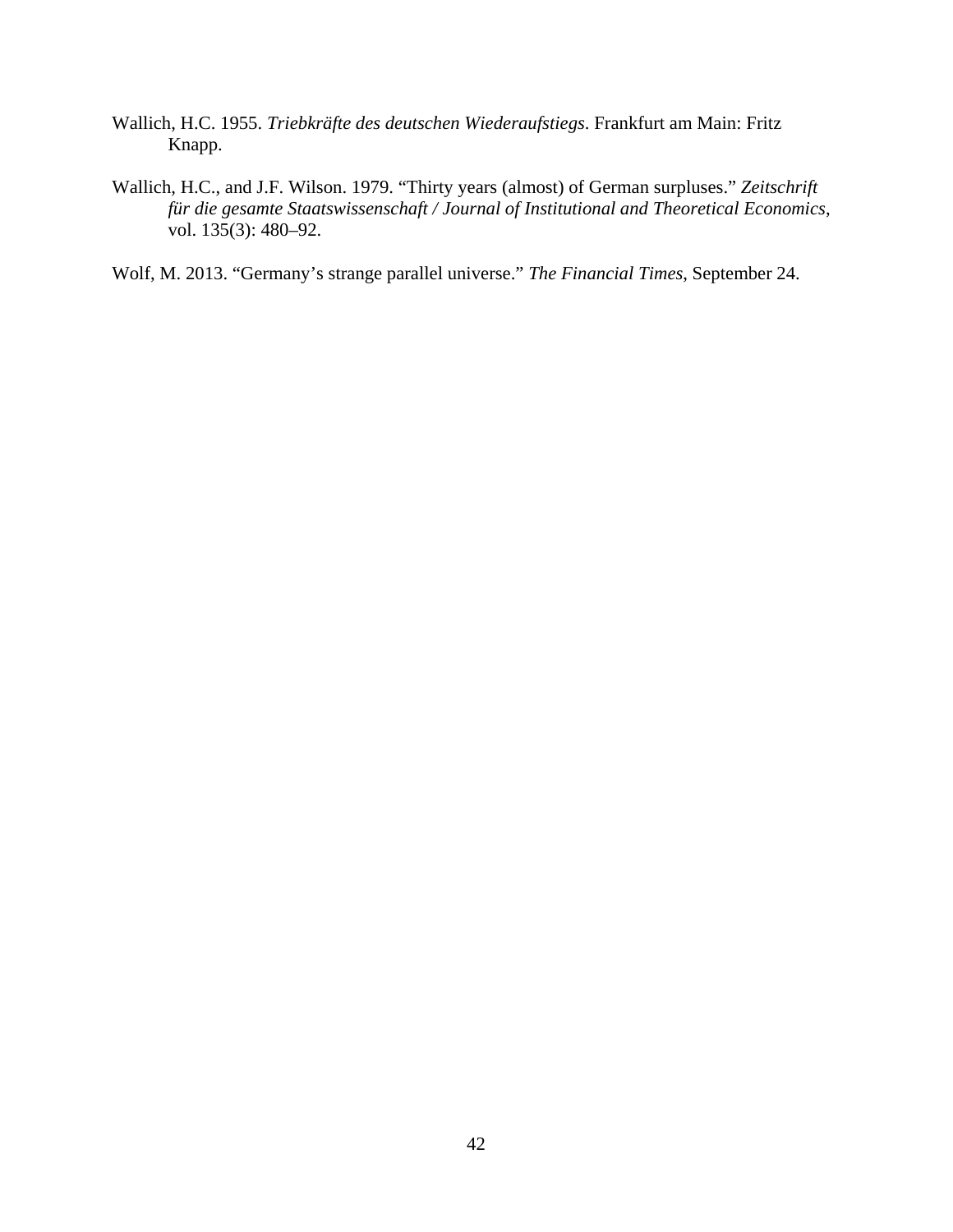Wallich, H.C. 1955. *Triebkräfte des deutschen Wiederaufstiegs*. Frankfurt am Main: Fritz Knapp.

Wallich, H.C., and J.F. Wilson. 1979. "Thirty years (almost) of German surpluses." *Zeitschrift für die gesamte Staatswissenschaft / Journal of Institutional and Theoretical Economics*, vol. 135(3): 480–92.

Wolf, M. 2013. "Germany's strange parallel universe." *The Financial Times*, September 24.